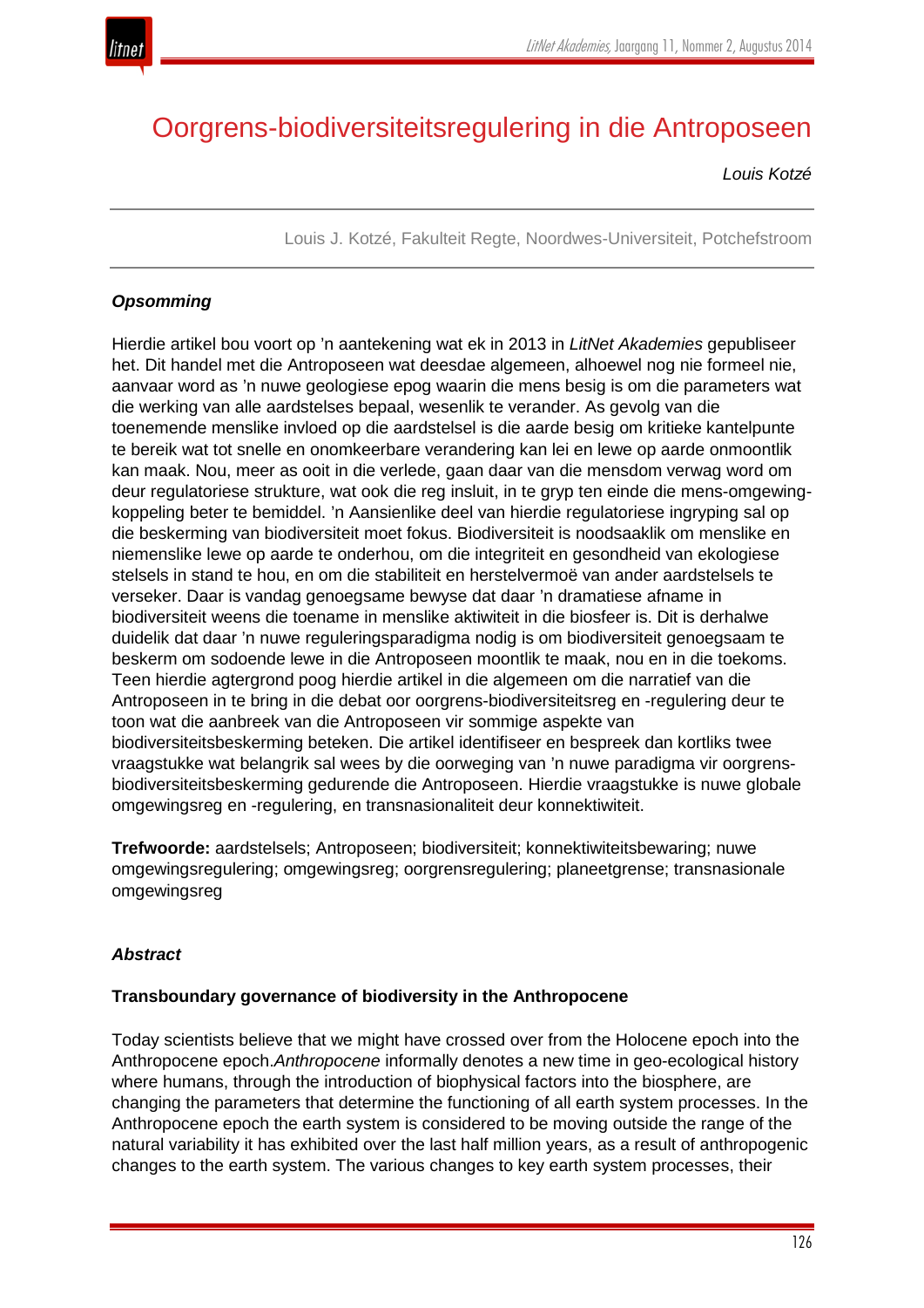# Oorgrens-biodiversiteitsregulering in die Antroposeen

*Louis Kotzé*

Louis J. Kotzé, Fakulteit Regte, Noordwes-Universiteit, Potchefstroom

### *Opsomming*

Hierdie artikel bou voort op 'n aantekening wat ek in 2013 in *LitNet Akademies* gepubliseer het. Dit handel met die Antroposeen wat deesdae algemeen, alhoewel nog nie formeel nie, aanvaar word as 'n nuwe geologiese epog waarin die mens besig is om die parameters wat die werking van alle aardstelses bepaal, wesenlik te verander. As gevolg van die toenemende menslike invloed op die aardstelsel is die aarde besig om kritieke kantelpunte te bereik wat tot snelle en onomkeerbare verandering kan lei en lewe op aarde onmoontlik kan maak. Nou, meer as ooit in die verlede, gaan daar van die mensdom verwag word om deur regulatoriese strukture, wat ook die reg insluit, in te gryp ten einde die mens-omgewing-koppeling beter te bemiddel. 'n Aansienlike deel van hierdie regulatoriese ingryping sal op die beskerming van biodiversiteit moet fokus. Biodiversiteit is noodsaaklik om menslike en niemenslike lewe op aarde te onderhou, om die integriteit en gesondheid van ekologiese stelsels in stand te hou, en om die stabiliteit en herstelvermoë van ander aardstelsels te verseker. Daar is vandag genoegsame bewyse dat daar 'n dramatiese afname in biodiversiteit weens die toename in menslike aktiwiteit in die biosfeer is. Dit is derhalwe duidelik dat daar 'n nuwe reguleringsparadigma nodig is om biodiversiteit genoegsaam te beskerm om sodoende lewe in die Antroposeen moontlik te maak, nou en in die toekoms. Teen hierdie agtergrond poog hierdie artikel in die algemeen om die narratief van die Antroposeen in te bring in die debat oor oorgrens-biodiversiteitsreg en -regulering deur te toon wat die aanbreek van die Antroposeen vir sommige aspekte van biodiversiteitsbeskerming beteken. Die artikel identifiseer en bespreek dan kortliks twee vraagstukke wat belangrik sal wees by die oorweging van 'n nuwe paradigma vir oorgrens-biodiversiteitsbeskerming gedurende die Antroposeen. Hierdie vraagstukke is nuwe globale omgewingsreg en -regulering, en transnasionaliteit deur konnektiwiteit.

**Trefwoorde:** aardstelsels; Antroposeen; biodiversiteit; konnektiwiteitsbewaring; nuwe omgewingsregulering; omgewingsreg; oorgrensregulering; planeetgrense; transnasionale omgewingsreg

### *Abstract*

**Transboundary governance of biodiversity in the Anthropocene**

Today scientists believe that we might have crossed over from the Holocene epoch into the Anthropocene epoch.*Anthropocene* informally denotes a new time in geo-ecological history where humans, through the introduction of biophysical factors into the biosphere, are changing the parameters that determine the functioning of all earth system processes. In the Anthropocene epoch the earth system is considered to be moving outside the range of the natural variability it has exhibited over the last half million years, as a result of anthropogenic changes to the earth system. The various changes to key earth system processes, their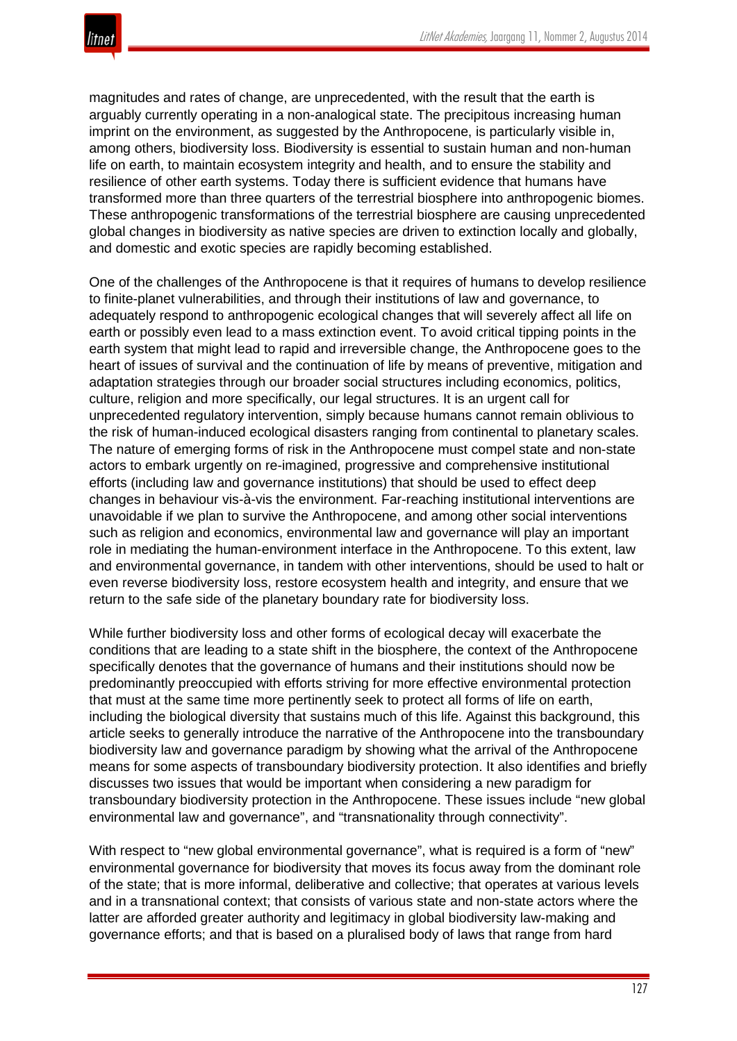magnitudes and rates of change, are unprecedented, with the result that the earth is arguably currently operating in a non-analogical state. The precipitous increasing human imprint on the environment, as suggested by the Anthropocene, is particularly visible in, among others, biodiversity loss. Biodiversity is essential to sustain human and non-human life on earth, to maintain ecosystem integrity and health, and to ensure the stability and resilience of other earth systems. Today there is sufficient evidence that humans have transformed more than three quarters of the terrestrial biosphere into anthropogenic biomes. These anthropogenic transformations of the terrestrial biosphere are causing unprecedented global changes in biodiversity as native species are driven to extinction locally and globally, and domestic and exotic species are rapidly becoming established.

One of the challenges of the Anthropocene is that it requires of humans to develop resilience to finite-planet vulnerabilities, and through their institutions of law and governance, to adequately respond to anthropogenic ecological changes that will severely affect all life on earth or possibly even lead to a mass extinction event. To avoid critical tipping points in the earth system that might lead to rapid and irreversible change, the Anthropocene goes to the heart of issues of survival and the continuation of life by means of preventive, mitigation and adaptation strategies through our broader social structures including economics, politics, culture, religion and more specifically, our legal structures. It is an urgent call for unprecedented regulatory intervention, simply because humans cannot remain oblivious to the risk of human-induced ecological disasters ranging from continental to planetary scales. The nature of emerging forms of risk in the Anthropocene must compel state and non-state actors to embark urgently on re-imagined, progressive and comprehensive institutional efforts (including law and governance institutions) that should be used to effect deep changes in behaviour vis-à-vis the environment. Far-reaching institutional interventions are unavoidable if we plan to survive the Anthropocene, and among other social interventions such as religion and economics, environmental law and governance will play an important role in mediating the human-environment interface in the Anthropocene. To this extent, law and environmental governance, in tandem with other interventions, should be used to halt or even reverse biodiversity loss, restore ecosystem health and integrity, and ensure that we return to the safe side of the planetary boundary rate for biodiversity loss.

While further biodiversity loss and other forms of ecological decay will exacerbate the conditions that are leading to a state shift in the biosphere, the context of the Anthropocene specifically denotes that the governance of humans and their institutions should now be predominantly preoccupied with efforts striving for more effective environmental protection that must at the same time more pertinently seek to protect all forms of life on earth, including the biological diversity that sustains much of this life. Against this background, this article seeks to generally introduce the narrative of the Anthropocene into the transboundary biodiversity law and governance paradigm by showing what the arrival of the Anthropocene means for some aspects of transboundary biodiversity protection. It also identifies and briefly discusses two issues that would be important when considering a new paradigm for transboundary biodiversity protection in the Anthropocene. These issues include "new global environmental law and governance", and "transnationality through connectivity".

With respect to "new global environmental governance", what is required is a form of "new" environmental governance for biodiversity that moves its focus away from the dominant role of the state; that is more informal, deliberative and collective; that operates at various levels and in a transnational context; that consists of various state and non-state actors where the latter are afforded greater authority and legitimacy in global biodiversity law-making and governance efforts; and that is based on a pluralised body of laws that range from hard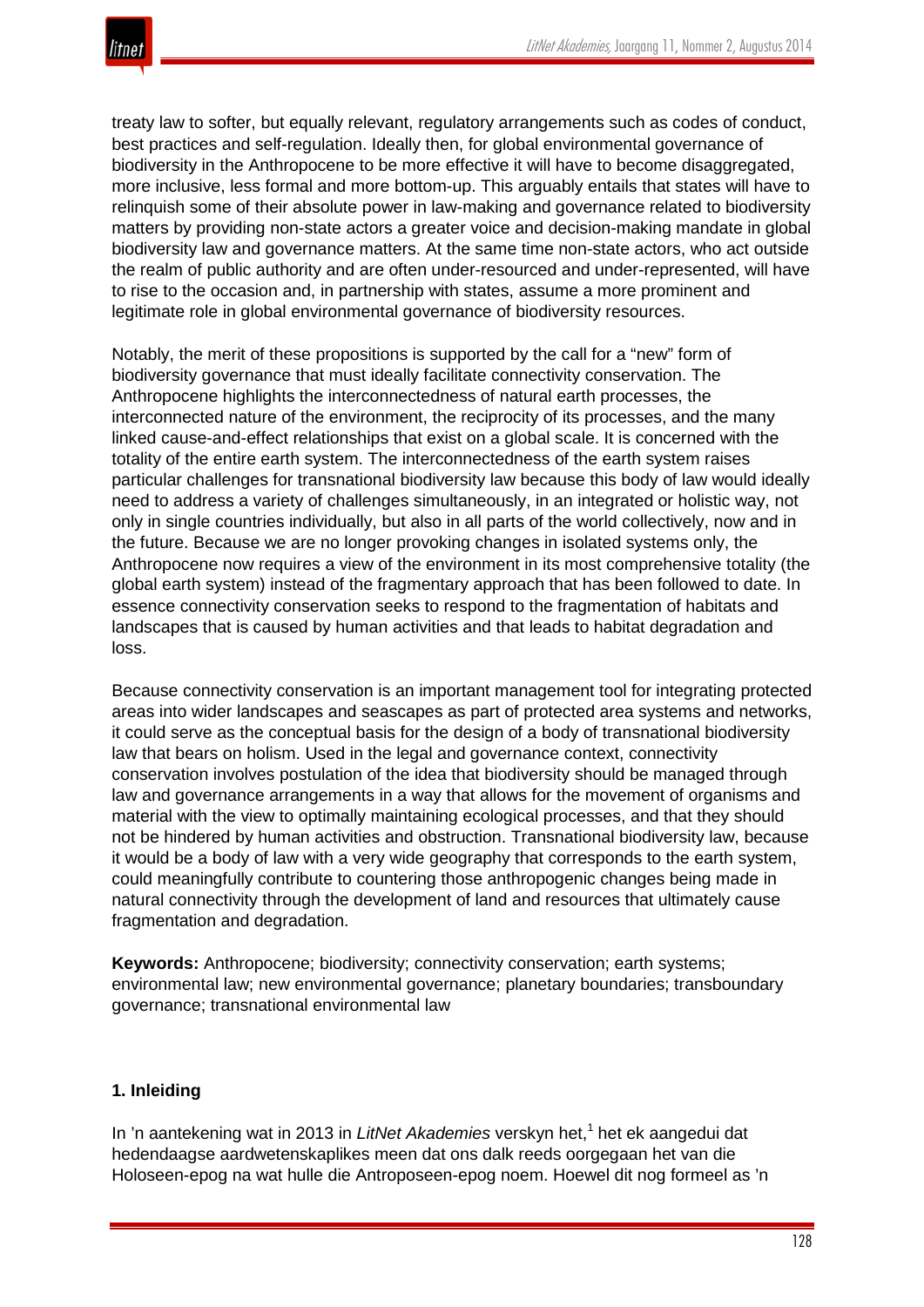treaty law to softer, but equally relevant, regulatory arrangements such as codes of conduct, best practices and self-regulation. Ideally then, for global environmental governance of biodiversity in the Anthropocene to be more effective it will have to become disaggregated, more inclusive, less formal and more bottom-up. This arguably entails that states will have to relinquish some of their absolute power in law-making and governance related to biodiversity matters by providing non-state actors a greater voice and decision-making mandate in global biodiversity law and governance matters. At the same time non-state actors, who act outside the realm of public authority and are often under-resourced and under-represented, will have to rise to the occasion and, in partnership with states, assume a more prominent and legitimate role in global environmental governance of biodiversity resources.

Notably, the merit of these propositions is supported by the call for a "new" form of biodiversity governance that must ideally facilitate connectivity conservation. The Anthropocene highlights the interconnectedness of natural earth processes, the interconnected nature of the environment, the reciprocity of its processes, and the many linked cause-and-effect relationships that exist on a global scale. It is concerned with the totality of the entire earth system. The interconnectedness of the earth system raises particular challenges for transnational biodiversity law because this body of law would ideally need to address a variety of challenges simultaneously, in an integrated or holistic way, not only in single countries individually, but also in all parts of the world collectively, now and in the future. Because we are no longer provoking changes in isolated systems only, the Anthropocene now requires a view of the environment in its most comprehensive totality (the global earth system) instead of the fragmentary approach that has been followed to date. In essence connectivity conservation seeks to respond to the fragmentation of habitats and landscapes that is caused by human activities and that leads to habitat degradation and loss.

Because connectivity conservation is an important management tool for integrating protected areas into wider landscapes and seascapes as part of protected area systems and networks, it could serve as the conceptual basis for the design of a body of transnational biodiversity law that bears on holism. Used in the legal and governance context, connectivity conservation involves postulation of the idea that biodiversity should be managed through law and governance arrangements in a way that allows for the movement of organisms and material with the view to optimally maintaining ecological processes, and that they should not be hindered by human activities and obstruction. Transnational biodiversity law, because it would be a body of law with a very wide geography that corresponds to the earth system, could meaningfully contribute to countering those anthropogenic changes being made in natural connectivity through the development of land and resources that ultimately cause fragmentation and degradation.

**Keywords:** Anthropocene; biodiversity; connectivity conservation; earth systems; environmental law; new environmental governance; planetary boundaries; transboundary governance; transnational environmental law

## 1. Inleiding

In 'n aantekening wat in 2013 in *LitNet Akademies* verskyn het,[1] het ek aangedui dat hedendaagse aardwetenskaplikes meen dat ons dalk reeds oorgegaan het van die Holoseen-epog na wat hulle die Antroposeen-epog noem. Hoewel dit nog formeel as 'n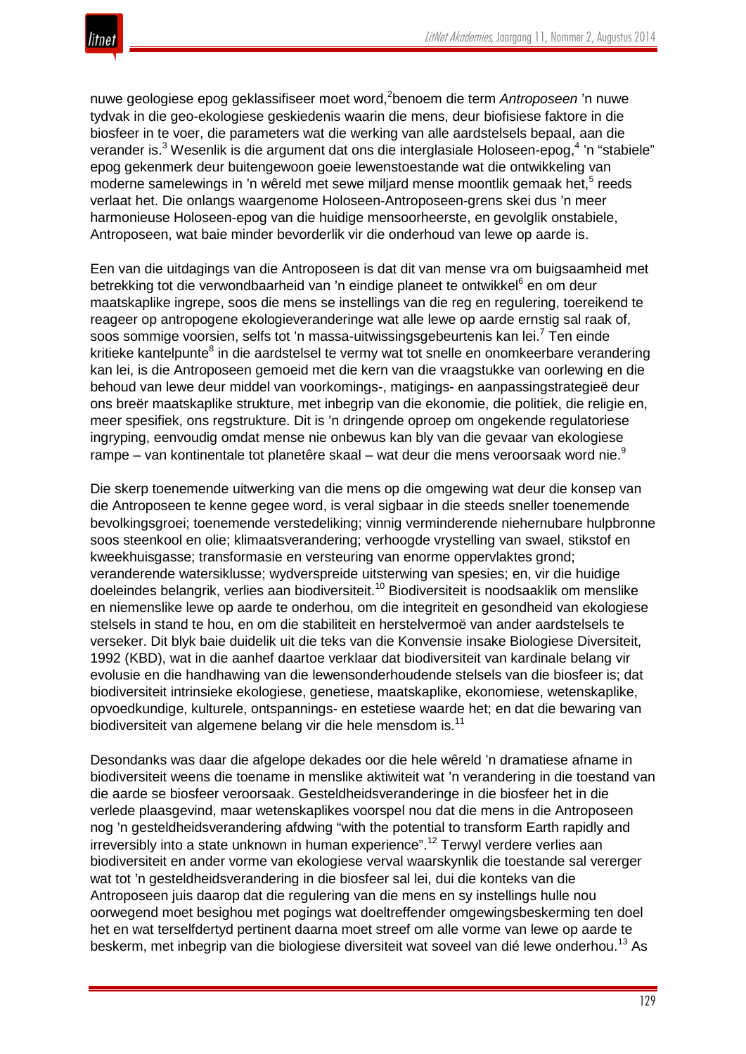nuwe geologiese epog geklassifiseer moet word,[2]benoem die term *Antroposeen* 'n nuwe tydvak in die geo-ekologiese geskiedenis waarin die mens, deur biofisiese faktore in die biosfeer in te voer, die parameters wat die werking van alle aardstelsels bepaal, aan die verander is.[3] Wesenlik is die argument dat ons die interglasiale Holoseen-epog,[4] 'n "stabiele" epog gekenmerk deur buitengewoon goeie lewenstoestande wat die ontwikkeling van moderne samelewings in 'n wêreld met sewe miljard mense moontlik gemaak het,[5] reeds verlaat het. Die onlangs waargenome Holoseen-Antroposeen-grens skei dus 'n meer harmonieuse Holoseen-epog van die huidige mensoorheerste, en gevolglik onstabiele, Antroposeen, wat baie minder bevorderlik vir die onderhoud van lewe op aarde is.

Een van die uitdagings van die Antroposeen is dat dit van mense vra om buigsaamheid met betrekking tot die verwondbaarheid van 'n eindige planeet te ontwikkel[6] en om deur maatskaplike ingrepe, soos die mens se instellings van die reg en regulering, toereikend te reageer op antropogene ekologieveranderinge wat alle lewe op aarde ernstig sal raak of, soos sommige voorsien, selfs tot 'n massa-uitwissingsgebeurtenis kan lei.[7] Ten einde kritieke kantelpunte[8] in die aardstelsel te vermy wat tot snelle en onomkeerbare verandering kan lei, is die Antroposeen gemoeid met die kern van die vraagstukke van oorlewing en die behoud van lewe deur middel van voorkomings-, matigings- en aanpassingstrategieë deur ons breër maatskaplike strukture, met inbegrip van die ekonomie, die politiek, die religie en, meer spesifiek, ons regstrukture. Dit is 'n dringende oproep om ongekende regulatoriese ingryping, eenvoudig omdat mense nie onbewus kan bly van die gevaar van ekologiese rampe – van kontinentale tot planetêre skaal – wat deur die mens veroorsaak word nie.[9]

Die skerp toenemende uitwerking van die mens op die omgewing wat deur die konsep van die Antroposeen te kenne gegee word, is veral sigbaar in die steeds sneller toenemende bevolkingsgroei; toenemende verstedeliking; vinnig verminderende niehernubare hulpbronne soos steenkool en olie; klimaatsverandering; verhoogde vrystelling van swael, stikstof en kweekhuisgasse; transformasie en versteuring van enorme oppervlaktes grond; veranderende watersiklusse; wydverspreide uitsterwing van spesies; en, vir die huidige doeleindes belangrik, verlies aan biodiversiteit.[10] Biodiversiteit is noodsaaklik om menslike en niemenslike lewe op aarde te onderhou, om die integriteit en gesondheid van ekologiese stelsels in stand te hou, en om die stabiliteit en herstelvermoë van ander aardstelsels te verseker. Dit blyk baie duidelik uit die teks van die Konvensie insake Biologiese Diversiteit, 1992 (KBD), wat in die aanhef daartoe verklaar dat biodiversiteit van kardinale belang vir evolusie en die handhawing van die lewensonderhoudende stelsels van die biosfeer is; dat biodiversiteit intrinsieke ekologiese, genetiese, maatskaplike, ekonomiese, wetenskaplike, opvoedkundige, kulturele, ontspannings- en estetiese waarde het; en dat die bewaring van biodiversiteit van algemene belang vir die hele mensdom is.[11]

Desondanks was daar die afgelope dekades oor die hele wêreld 'n dramatiese afname in biodiversiteit weens die toename in menslike aktiwiteit wat 'n verandering in die toestand van die aarde se biosfeer veroorsaak. Gesteldheidsveranderinge in die biosfeer het in die verlede plaasgevind, maar wetenskaplikes voorspel nou dat die mens in die Antroposeen nog 'n gesteldheidsverandering afdwing "with the potential to transform Earth rapidly and irreversibly into a state unknown in human experience".[12] Terwyl verdere verlies aan biodiversiteit en ander vorme van ekologiese verval waarskynlik die toestande sal vererger wat tot 'n gesteldheidsverandering in die biosfeer sal lei, dui die konteks van die Antroposeen juis daarop dat die regulering van die mens en sy instellings hulle nou oorwegend moet besighou met pogings wat doeltreffender omgewingsbeskerming ten doel het en wat terselfdertyd pertinent daarna moet streef om alle vorme van lewe op aarde te beskerm, met inbegrip van die biologiese diversiteit wat soveel van dié lewe onderhou.[13] As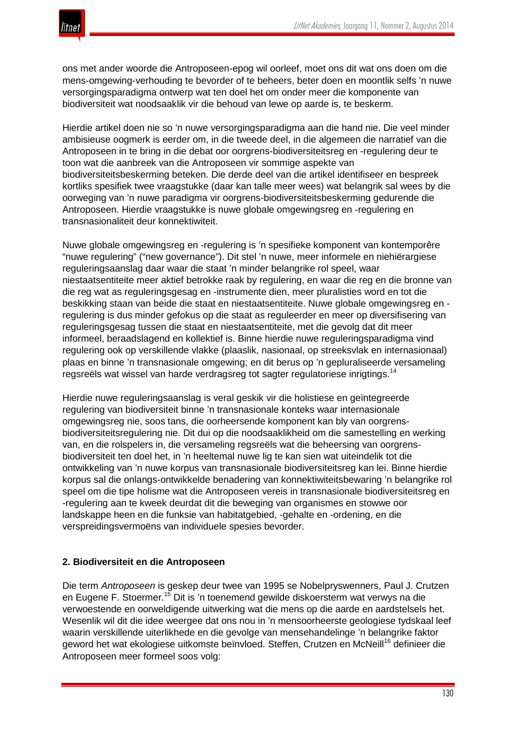ons met ander woorde die Antroposeen-epog wil oorleef, moet ons dit wat ons doen om die mens-omgewing-verhouding te bevorder of te beheers, beter doen en moontlik selfs ’n nuwe versorgingsparadigma ontwerp wat ten doel het om onder meer die komponente van biodiversiteit wat noodsaaklik vir die behoud van lewe op aarde is, te beskerm.

Hierdie artikel doen nie so ’n nuwe versorgingsparadigma aan die hand nie. Die veel minder ambisieuse oogmerk is eerder om, in die tweede deel, in die algemeen die narratief van die Antroposeen in te bring in die debat oor oorgrens-biodiversiteitsreg en -regulering deur te toon wat die aanbreek van die Antroposeen vir sommige aspekte van biodiversiteitsbeskerming beteken. Die derde deel van die artikel identifiseer en bespreek kortliks spesifiek twee vraagstukke (daar kan talle meer wees) wat belangrik sal wees by die oorweging van ’n nuwe paradigma vir oorgrens-biodiversiteitsbeskerming gedurende die Antroposeen. Hierdie vraagstukke is nuwe globale omgewingsreg en -regulering en transnasionaliteit deur konnektiwiteit.

Nuwe globale omgewingsreg en -regulering is ’n spesifieke komponent van kontemporêre “nuwe regulering” (“new governance”). Dit stel ’n nuwe, meer informele en niehiërargiese reguleringsaanslag daar waar die staat ’n minder belangrike rol speel, waar niestaatsentiteite meer aktief betrokke raak by regulering, en waar die reg en die bronne van die reg wat as reguleringsgesag en -instrumente dien, meer pluralisties word en tot die beskikking staan van beide die staat en niestaatsentiteite. Nuwe globale omgewingsreg en -regulering is dus minder gefokus op die staat as reguleerder en meer op diversifisering van reguleringsgesag tussen die staat en niestaatsentiteite, met die gevolg dat dit meer informeel, beraadslagend en kollektief is. Binne hierdie nuwe reguleringsparadigma vind regulering ook op verskillende vlakke (plaaslik, nasionaal, op streeksvlak en internasionaal) plaas en binne ’n transnasionale omgewing; en dit berus op ’n gepluraliseerde versameling regsreëls wat wissel van harde verdragsreg tot sagter regulatoriese inrigtings.[14]

Hierdie nuwe reguleringsaanslag is veral geskik vir die holistiese en geïntegreerde regulering van biodiversiteit binne ’n transnasionale konteks waar internasionale omgewingsreg nie, soos tans, die oorheersende komponent kan bly van oorgrens-biodiversiteitsregulering nie. Dit dui op die noodsaaklikheid om die samestelling en werking van, en die rolspelers in, die versameling regsreëls wat die beheersing van oorgrens-biodiversiteit ten doel het, in ’n heeltemal nuwe lig te kan sien wat uiteindelik tot die ontwikkeling van ’n nuwe korpus van transnasionale biodiversiteitsreg kan lei. Binne hierdie korpus sal die onlangs-ontwikkelde benadering van konnektiwiteitsbewaring ’n belangrike rol speel om die tipe holisme wat die Antroposeen vereis in transnasionale biodiversiteitsreg en -regulering aan te kweek deurdat dit die beweging van organismes en stowwe oor landskappe heen en die funksie van habitatgebied, -gehalte en -ordening, en die verspreidingsvermoëns van individuele spesies bevorder.

## 2. Biodiversiteit en die Antroposeen

Die term *Antroposeen* is geskep deur twee van 1995 se Nobelpryswenners, Paul J. Crutzen en Eugene F. Stoermer.[15] Dit is ’n toenemend gewilde diskoersterm wat verwys na die verwoestende en oorweldigende uitwerking wat die mens op die aarde en aardstelsels het. Wesenlik wil dit die idee weergee dat ons nou in ’n mensoorheerste geologiese tydskaal leef waarin verskillende uiterlikhede en die gevolge van mensehandelinge ’n belangrike faktor geword het wat ekologiese uitkomste beïnvloed. Steffen, Crutzen en McNeill[16] definieer die Antroposeen meer formeel soos volg: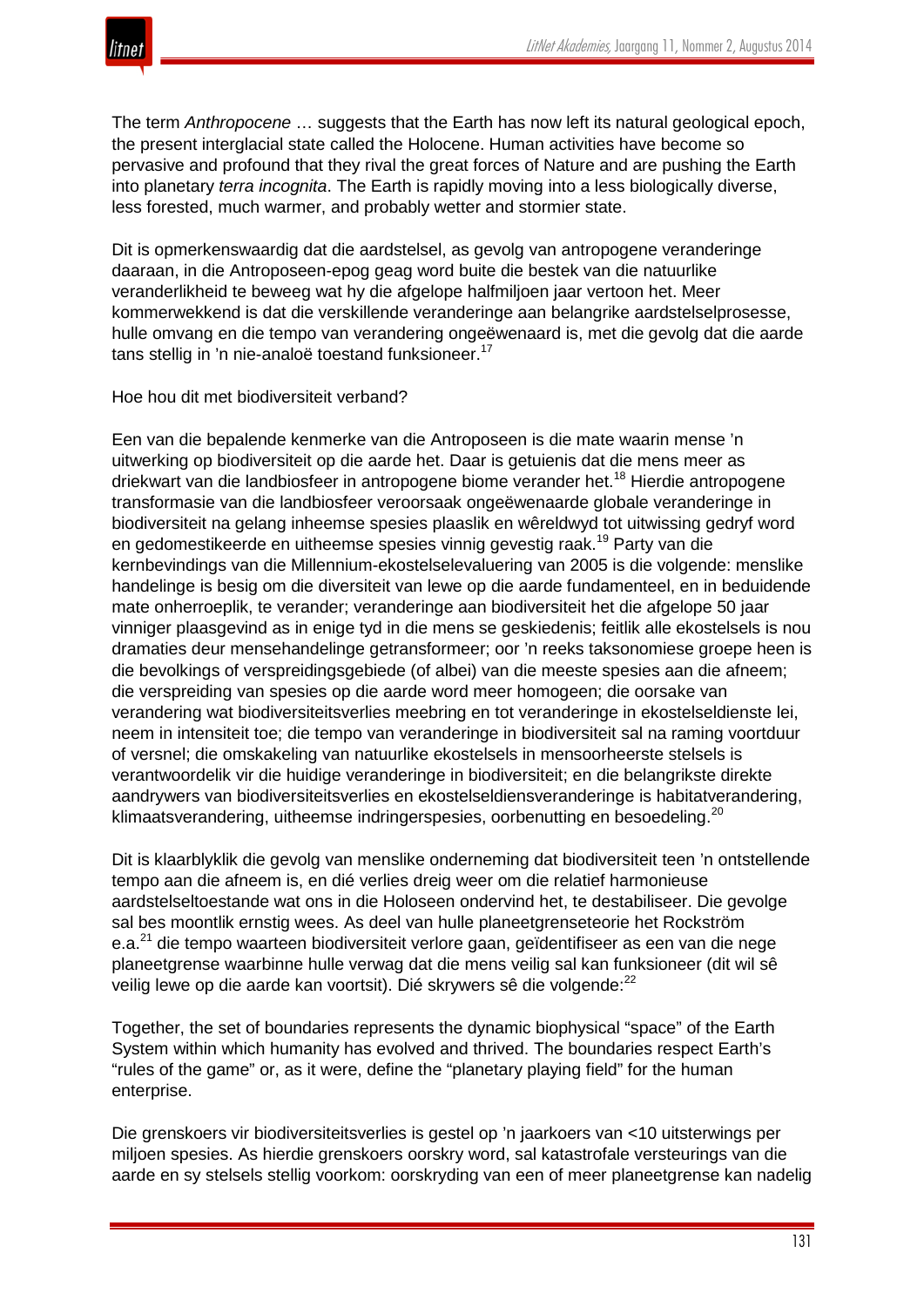The term *Anthropocene* … suggests that the Earth has now left its natural geological epoch, the present interglacial state called the Holocene. Human activities have become so pervasive and profound that they rival the great forces of Nature and are pushing the Earth into planetary *terra incognita*. The Earth is rapidly moving into a less biologically diverse, less forested, much warmer, and probably wetter and stormier state.

Dit is opmerkenswaardig dat die aardstelsel, as gevolg van antropogene veranderinge daaraan, in die Antroposeen-epog geag word buite die bestek van die natuurlike veranderlikheid te beweeg wat hy die afgelope halfmiljoen jaar vertoon het. Meer kommerwekkend is dat die verskillende veranderinge aan belangrike aardstelselprosesse, hulle omvang en die tempo van verandering ongeëwenaard is, met die gevolg dat die aarde tans stellig in 'n nie-analoë toestand funksioneer.[17]

Hoe hou dit met biodiversiteit verband?

Een van die bepalende kenmerke van die Antroposeen is die mate waarin mense 'n uitwerking op biodiversiteit op die aarde het. Daar is getuienis dat die mens meer as driekwart van die landbiosfeer in antropogene biome verander het.[18] Hierdie antropogene transformasie van die landbiosfeer veroorsaak ongeëwenaarde globale veranderinge in biodiversiteit na gelang inheemse spesies plaaslik en wêreldwyd tot uitwissing gedryf word en gedomestikeerde en uitheemse spesies vinnig gevestig raak.[19] Party van die kernbevindings van die Millennium-ekostelselevaluering van 2005 is die volgende: menslike handelinge is besig om die diversiteit van lewe op die aarde fundamenteel, en in beduidende mate onherroeplik, te verander; veranderinge aan biodiversiteit het die afgelope 50 jaar vinniger plaasgevind as in enige tyd in die mens se geskiedenis; feitlik alle ekostelsels is nou dramaties deur mensehandelinge getransformeer; oor 'n reeks taksonomiese groepe heen is die bevolkings of verspreidingsgebiede (of albei) van die meeste spesies aan die afneem; die verspreiding van spesies op die aarde word meer homogeen; die oorsake van verandering wat biodiversiteitsverlies meebring en tot veranderinge in ekostelseldienste lei, neem in intensiteit toe; die tempo van veranderinge in biodiversiteit sal na raming voortduur of versnel; die omskakeling van natuurlike ekostelsels in mensoorheerste stelsels is verantwoordelik vir die huidige veranderinge in biodiversiteit; en die belangrikste direkte aandrywers van biodiversiteitsverlies en ekostelseldiensveranderinge is habitatverandering, klimaatsverandering, uitheemse indringerspesies, oorbenutting en besoedeling.[20]

Dit is klaarblyklik die gevolg van menslike onderneming dat biodiversiteit teen 'n ontstellende tempo aan die afneem is, en dié verlies dreig weer om die relatief harmonieuse aardstelseltoestande wat ons in die Holoseen ondervind het, te destabiliseer. Die gevolge sal bes moontlik ernstig wees. As deel van hulle planeetgrenseteorie het Rockström e.a.[21] die tempo waarteen biodiversiteit verlore gaan, geïdentifiseer as een van die nege planeetgrense waarbinne hulle verwag dat die mens veilig sal kan funksioneer (dit wil sê veilig lewe op die aarde kan voortsit). Dié skrywers sê die volgende:[22]

Together, the set of boundaries represents the dynamic biophysical "space" of the Earth System within which humanity has evolved and thrived. The boundaries respect Earth's "rules of the game" or, as it were, define the "planetary playing field" for the human enterprise.

Die grenskoers vir biodiversiteitsverlies is gestel op 'n jaarkoers van <10 uitsterwings per miljoen spesies. As hierdie grenskoers oorskry word, sal katastrofale versteurings van die aarde en sy stelsels stellig voorkom: oorskryding van een of meer planeetgrense kan nadelig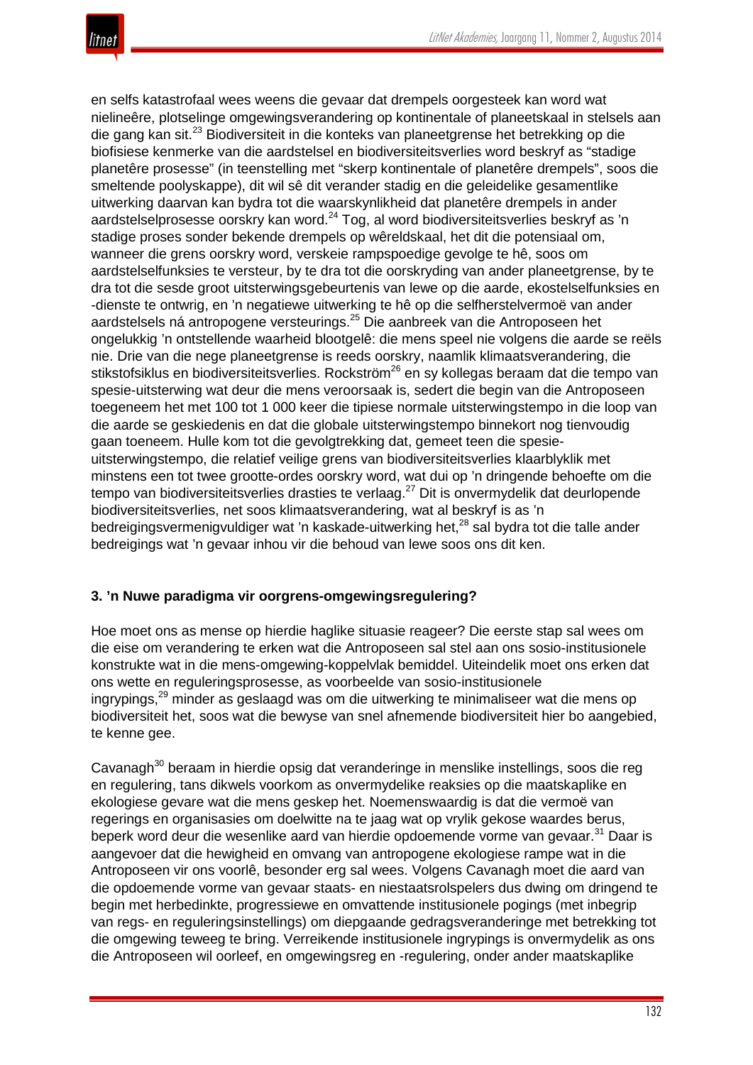en selfs katastrofaal wees weens die gevaar dat drempels oorgesteek kan word wat nielineêre, plotselinge omgewingsverandering op kontinentale of planeetskaal in stelsels aan die gang kan sit.[23] Biodiversiteit in die konteks van planeetgrense het betrekking op die biofisiese kenmerke van die aardstelsel en biodiversiteitsverlies word beskryf as "stadige planetêre prosesse" (in teenstelling met "skerp kontinentale of planetêre drempels", soos die smeltende poolyskappe), dit wil sê dit verander stadig en die geleidelike gesamentlike uitwerking daarvan kan bydra tot die waarskynlikheid dat planetêre drempels in ander aardstelselprosesse oorskry kan word.[24] Tog, al word biodiversiteitsverlies beskryf as 'n stadige proses sonder bekende drempels op wêreldskaal, het dit die potensiaal om, wanneer die grens oorskry word, verskeie rampspoedige gevolge te hê, soos om aardstelselfunksies te versteur, by te dra tot die oorskryding van ander planeetgrense, by te dra tot die sesde groot uitsterwingsgebeurtenis van lewe op die aarde, ekostelselfunksies en -dienste te ontwrig, en 'n negatiewe uitwerking te hê op die selfherstelvermoë van ander aardstelsels ná antropogene versteurings.[25] Die aanbreek van die Antroposeen het ongelukkig 'n ontstellende waarheid blootgelê: die mens speel nie volgens die aarde se reëls nie. Drie van die nege planeetgrense is reeds oorskry, naamlik klimaatsverandering, die stikstofsiklus en biodiversiteitsverlies. Rockström[26] en sy kollegas beraam dat die tempo van spesie-uitsterwing wat deur die mens veroorsaak is, sedert die begin van die Antroposeen toegeneem het met 100 tot 1 000 keer die tipiese normale uitsterwingstempo in die loop van die aarde se geskiedenis en dat die globale uitsterwingstempo binnekort nog tienvoudig gaan toeneem. Hulle kom tot die gevolgtrekking dat, gemeet teen die spesie-uitsterwingstempo, die relatief veilige grens van biodiversiteitsverlies klaarblyklik met minstens een tot twee grootte-ordes oorskry word, wat dui op 'n dringende behoefte om die tempo van biodiversiteitsverlies drasties te verlaag.[27] Dit is onvermydelik dat deurlopende biodiversiteitsverlies, net soos klimaatsverandering, wat al beskryf is as 'n bedreigingsvermenigvuldiger wat 'n kaskade-uitwerking het,[28] sal bydra tot die talle ander bedreigings wat 'n gevaar inhou vir die behoud van lewe soos ons dit ken.

### 3. 'n Nuwe paradigma vir oorgrens-omgewingsregulering?

Hoe moet ons as mense op hierdie haglike situasie reageer? Die eerste stap sal wees om die eise om verandering te erken wat die Antroposeen sal stel aan ons sosio-institusionele konstrukte wat in die mens-omgewing-koppelvlak bemiddel. Uiteindelik moet ons erken dat ons wette en reguleringsprosesse, as voorbeelde van sosio-institusionele ingrypings,[29] minder as geslaagd was om die uitwerking te minimaliseer wat die mens op biodiversiteit het, soos wat die bewyse van snel afnemende biodiversiteit hier bo aangebied, te kenne gee.

Cavanagh[30] beraam in hierdie opsig dat veranderinge in menslike instellings, soos die reg en regulering, tans dikwels voorkom as onvermydelike reaksies op die maatskaplike en ekologiese gevare wat die mens geskep het. Noemenswaardig is dat die vermoë van regerings en organisasies om doelwitte na te jaag wat op vrylik gekose waardes berus, beperk word deur die wesenlike aard van hierdie opdoemende vorme van gevaar.[31] Daar is aangevoer dat die hewigheid en omvang van antropogene ekologiese rampe wat in die Antroposeen vir ons voorlê, besonder erg sal wees. Volgens Cavanagh moet die aard van die opdoemende vorme van gevaar staats- en niestaatsrolspelers dus dwing om dringend te begin met herbedinkte, progressiewe en omvattende institusionele pogings (met inbegrip van regs- en reguleringsinstellings) om diepgaande gedragsveranderinge met betrekking tot die omgewing teweeg te bring. Verreikende institusionele ingrypings is onvermydelik as ons die Antroposeen wil oorleef, en omgewingsreg en -regulering, onder ander maatskaplike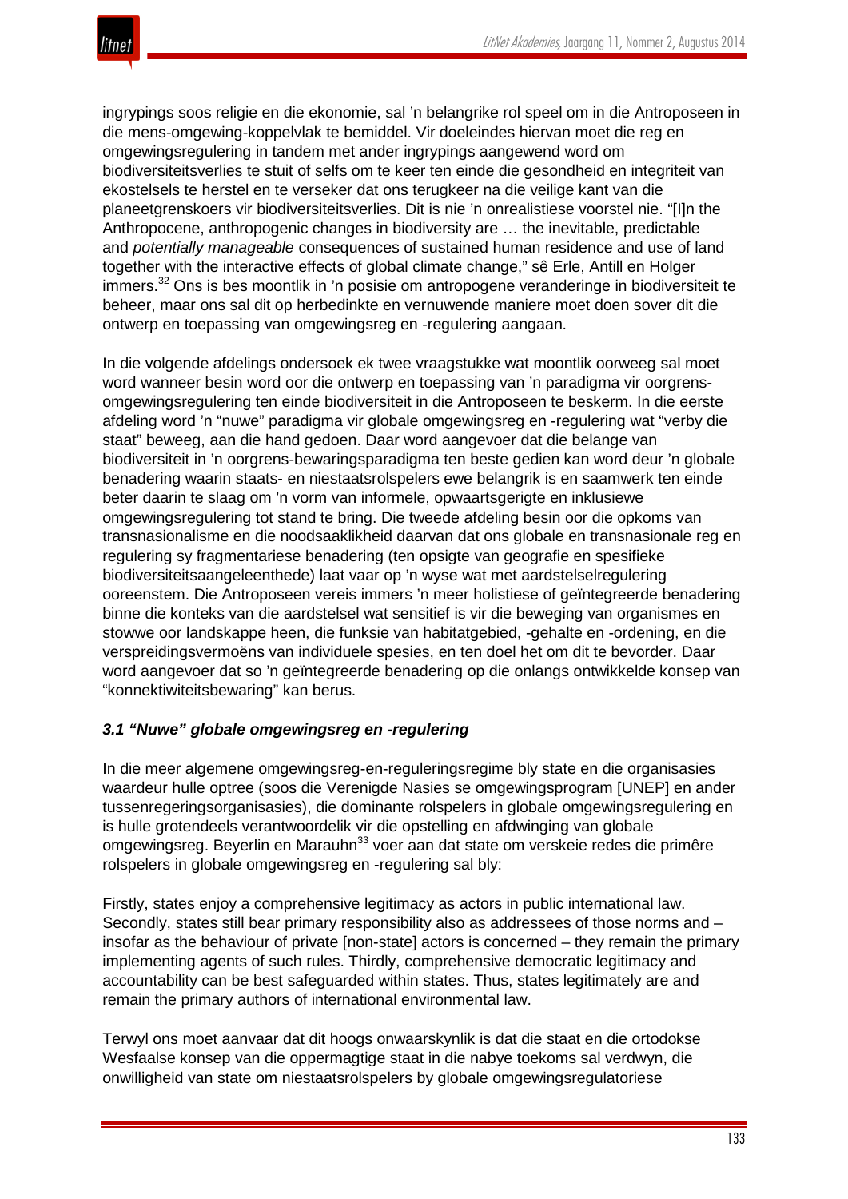ingrypings soos religie en die ekonomie, sal ’n belangrike rol speel om in die Antroposeen in die mens-omgewing-koppelvlak te bemiddel. Vir doeleindes hiervan moet die reg en omgewingsregulering in tandem met ander ingrypings aangewend word om biodiversiteitsverlies te stuit of selfs om te keer ten einde die gesondheid en integriteit van ekostelsels te herstel en te verseker dat ons terugkeer na die veilige kant van die planeetgrenskoers vir biodiversiteitsverlies. Dit is nie ’n onrealistiese voorstel nie. “[I]n the Anthropocene, anthropogenic changes in biodiversity are … the inevitable, predictable and *potentially manageable* consequences of sustained human residence and use of land together with the interactive effects of global climate change,” sê Erle, Antill en Holger immers.[32] Ons is bes moontlik in ’n posisie om antropogene veranderinge in biodiversiteit te beheer, maar ons sal dit op herbedinkte en vernuwende maniere moet doen sover dit die ontwerp en toepassing van omgewingsreg en -regulering aangaan.

In die volgende afdelings ondersoek ek twee vraagstukke wat moontlik oorweeg sal moet word wanneer besin word oor die ontwerp en toepassing van ’n paradigma vir oorgrens-omgewingsregulering ten einde biodiversiteit in die Antroposeen te beskerm. In die eerste afdeling word ’n “nuwe” paradigma vir globale omgewingsreg en -regulering wat “verby die staat” beweeg, aan die hand gedoen. Daar word aangevoer dat die belange van biodiversiteit in ’n oorgrens-bewaringsparadigma ten beste gedien kan word deur ’n globale benadering waarin staats- en niestaatsrolspelers ewe belangrik is en saamwerk ten einde beter daarin te slaag om ’n vorm van informele, opwaartsgerigte en inklusiewe omgewingsregulering tot stand te bring. Die tweede afdeling besin oor die opkoms van transnasionalisme en die noodsaaklikheid daarvan dat ons globale en transnasionale reg en regulering sy fragmentariese benadering (ten opsigte van geografie en spesifieke biodiversiteitsaangeleenthede) laat vaar op ’n wyse wat met aardstelselregulering ooreenstem. Die Antroposeen vereis immers ’n meer holistiese of geïntegreerde benadering binne die konteks van die aardstelsel wat sensitief is vir die beweging van organismes en stowwe oor landskappe heen, die funksie van habitatgebied, -gehalte en -ordening, en die verspreidingsvermoëns van individuele spesies, en ten doel het om dit te bevorder. Daar word aangevoer dat so ’n geïntegreerde benadering op die onlangs ontwikkelde konsep van “konnektiwiteitsbewaring” kan berus.

### *3.1 “Nuwe” globale omgewingsreg en -regulering*

In die meer algemene omgewingsreg-en-reguleringsregime bly state en die organisasies waardeur hulle optree (soos die Verenigde Nasies se omgewingsprogram [UNEP] en ander tussenregeringsorganisasies), die dominante rolspelers in globale omgewingsregulering en is hulle grotendeels verantwoordelik vir die opstelling en afdwinging van globale omgewingsreg. Beyerlin en Marauhn[33] voer aan dat state om verskeie redes die primêre rolspelers in globale omgewingsreg en -regulering sal bly:

Firstly, states enjoy a comprehensive legitimacy as actors in public international law. Secondly, states still bear primary responsibility also as addressees of those norms and – insofar as the behaviour of private [non-state] actors is concerned – they remain the primary implementing agents of such rules. Thirdly, comprehensive democratic legitimacy and accountability can be best safeguarded within states. Thus, states legitimately are and remain the primary authors of international environmental law.

Terwyl ons moet aanvaar dat dit hoogs onwaarskynlik is dat die staat en die ortodokse Wesfaalse konsep van die oppermagtige staat in die nabye toekoms sal verdwyn, die onwilligheid van state om niestaatsrolspelers by globale omgewingsregulatoriese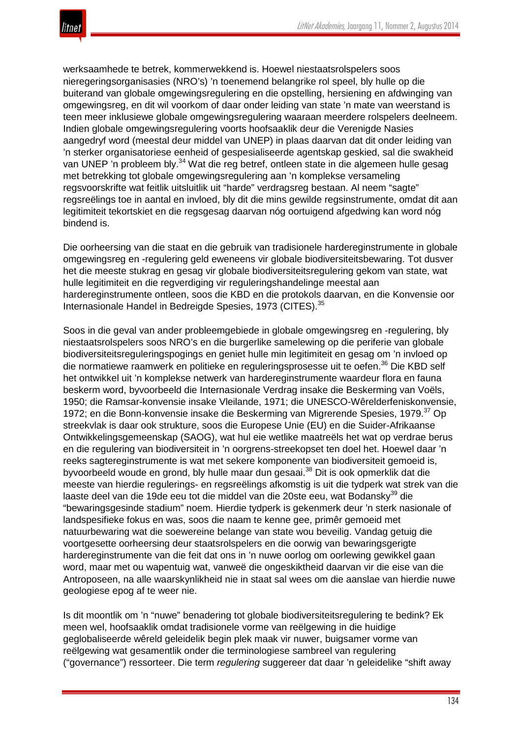werksaamhede te betrek, kommerwekkend is. Hoewel niestaatsrolspelers soos nieregeringsorganisasies (NRO's) 'n toenemend belangrike rol speel, bly hulle op die buiterand van globale omgewingsregulering en die opstelling, hersiening en afdwinging van omgewingsreg, en dit wil voorkom of daar onder leiding van state 'n mate van weerstand is teen meer inklusiewe globale omgewingsregulering waaraan meerdere rolspelers deelneem. Indien globale omgewingsregulering voorts hoofsaaklik deur die Verenigde Nasies aangedryf word (meestal deur middel van UNEP) in plaas daarvan dat dit onder leiding van 'n sterker organisatoriese eenheid of gespesialiseerde agentskap geskied, sal die swakheid van UNEP 'n probleem bly.[34] Wat die reg betref, ontleen state in die algemeen hulle gesag met betrekking tot globale omgewingsregulering aan 'n komplekse versameling regsvoorskrifte wat feitlik uitsluitlik uit "harde" verdragsreg bestaan. Al neem "sagte" regsreëlings toe in aantal en invloed, bly dit die mins gewilde regsinstrumente, omdat dit aan legitimiteit tekortskiet en die regsgesag daarvan nóg oortuigend afgedwing kan word nóg bindend is.

Die oorheersing van die staat en die gebruik van tradisionele hardereginstrumente in globale omgewingsreg en -regulering geld eweneens vir globale biodiversiteitsbewaring. Tot dusver het die meeste stukrag en gesag vir globale biodiversiteitsregulering gekom van state, wat hulle legitimiteit en die regverdiging vir reguleringshandelinge meestal aan hardereginstrumente ontleen, soos die KBD en die protokols daarvan, en die Konvensie oor Internasionale Handel in Bedreigde Spesies, 1973 (CITES).[35]

Soos in die geval van ander probleemgebiede in globale omgewingsreg en -regulering, bly niestaatsrolspelers soos NRO's en die burgerlike samelewing op die periferie van globale biodiversiteitsreguleringspogings en geniet hulle min legitimiteit en gesag om 'n invloed op die normatiewe raamwerk en politieke en reguleringsprosesse uit te oefen.[36] Die KBD self het ontwikkel uit 'n komplekse netwerk van hardereginstrumente waardeur flora en fauna beskerm word, byvoorbeeld die Internasionale Verdrag insake die Beskerming van Voëls, 1950; die Ramsar-konvensie insake Vleilande, 1971; die UNESCO-Wêrelderfeniskonvensie, 1972; en die Bonn-konvensie insake die Beskerming van Migrerende Spesies, 1979.[37] Op streekvlak is daar ook strukture, soos die Europese Unie (EU) en die Suider-Afrikaanse Ontwikkelingsgemeenskap (SAOG), wat hul eie wetlike maatreëls het wat op verdrae berus en die regulering van biodiversiteit in 'n oorgrens-streekopset ten doel het. Hoewel daar 'n reeks sagtereginstrumente is wat met sekere komponente van biodiversiteit gemoeid is, byvoorbeeld woude en grond, bly hulle maar dun gesaai.[38] Dit is ook opmerklik dat die meeste van hierdie regulerings- en regsreëlings afkomstig is uit die tydperk wat strek van die laaste deel van die 19de eeu tot die middel van die 20ste eeu, wat Bodansky[39] die "bewaringsgesinde stadium" noem. Hierdie tydperk is gekenmerk deur 'n sterk nasionale of landspesifieke fokus en was, soos die naam te kenne gee, primêr gemoeid met natuurbewaring wat die soewereine belange van state wou beveilig. Vandag getuig die voortgesette oorheersing deur staatsrolspelers en die oorwig van bewaringsgerigte hardereginstrumente van die feit dat ons in 'n nuwe oorlog om oorlewing gewikkel gaan word, maar met ou wapentuig wat, vanweë die ongeskiktheid daarvan vir die eise van die Antroposeen, na alle waarskynlikheid nie in staat sal wees om die aanslae van hierdie nuwe geologiese epog af te weer nie.

Is dit moontlik om 'n "nuwe" benadering tot globale biodiversiteitsregulering te bedink? Ek meen wel, hoofsaaklik omdat tradisionele vorme van reëlgewing in die huidige geglobaliseerde wêreld geleidelik begin plek maak vir nuwer, buigsamer vorme van reëlgewing wat gesamentlik onder die terminologiese sambreel van regulering ("governance") ressorteer. Die term *regulering* suggereer dat daar 'n geleidelike "shift away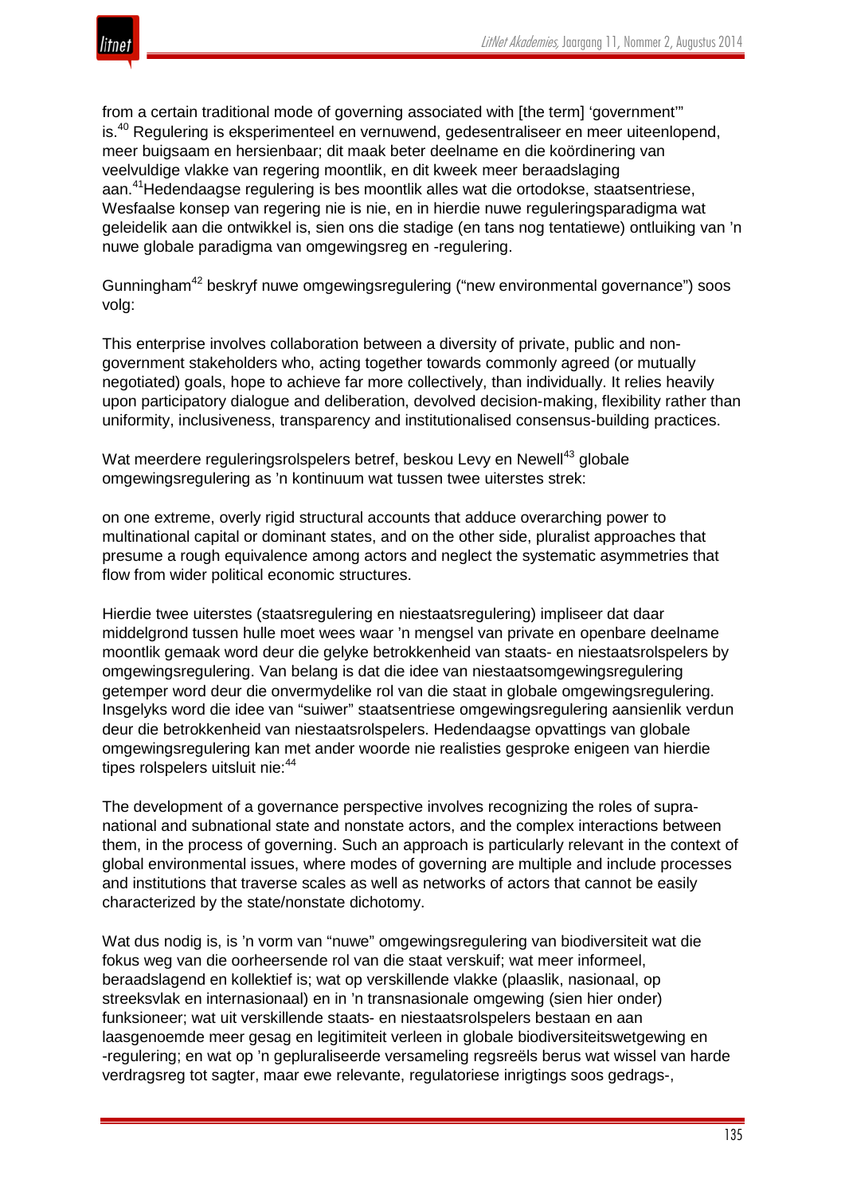from a certain traditional mode of governing associated with [the term] 'government'" is.[40] Regulering is eksperimenteel en vernuwend, gedesentraliseer en meer uiteenlopend, meer buigsaam en hersienbaar; dit maak beter deelname en die koördinering van veelvuldige vlakke van regering moontlik, en dit kweek meer beraadslaging aan.[41]Hedendaagse regulering is bes moontlik alles wat die ortodokse, staatsentriese, Wesfaalse konsep van regering nie is nie, en in hierdie nuwe reguleringsparadigma wat geleidelik aan die ontwikkel is, sien ons die stadige (en tans nog tentatiewe) ontluiking van 'n nuwe globale paradigma van omgewingsreg en -regulering.

Gunningham[42] beskryf nuwe omgewingsregulering ("new environmental governance") soos volg:

This enterprise involves collaboration between a diversity of private, public and non-government stakeholders who, acting together towards commonly agreed (or mutually negotiated) goals, hope to achieve far more collectively, than individually. It relies heavily upon participatory dialogue and deliberation, devolved decision-making, flexibility rather than uniformity, inclusiveness, transparency and institutionalised consensus-building practices.

Wat meerdere reguleringsrolspelers betref, beskou Levy en Newell[43] globale omgewingsregulering as 'n kontinuum wat tussen twee uiterstes strek:

on one extreme, overly rigid structural accounts that adduce overarching power to multinational capital or dominant states, and on the other side, pluralist approaches that presume a rough equivalence among actors and neglect the systematic asymmetries that flow from wider political economic structures.

Hierdie twee uiterstes (staatsregulering en niestaatsregulering) impliseer dat daar middelgrond tussen hulle moet wees waar 'n mengsel van private en openbare deelname moontlik gemaak word deur die gelyke betrokkenheid van staats- en niestaatsrolspelers by omgewingsregulering. Van belang is dat die idee van niestaatsomgewingsregulering getemper word deur die onvermydelike rol van die staat in globale omgewingsregulering. Insgelyks word die idee van "suiwer" staatsentriese omgewingsregulering aansienlik verdun deur die betrokkenheid van niestaatsrolspelers. Hedendaagse opvattings van globale omgewingsregulering kan met ander woorde nie realisties gesproke enigeen van hierdie tipes rolspelers uitsluit nie:[44]

The development of a governance perspective involves recognizing the roles of supra-national and subnational state and nonstate actors, and the complex interactions between them, in the process of governing. Such an approach is particularly relevant in the context of global environmental issues, where modes of governing are multiple and include processes and institutions that traverse scales as well as networks of actors that cannot be easily characterized by the state/nonstate dichotomy.

Wat dus nodig is, is 'n vorm van "nuwe" omgewingsregulering van biodiversiteit wat die fokus weg van die oorheersende rol van die staat verskuif; wat meer informeel, beraadslagend en kollektief is; wat op verskillende vlakke (plaaslik, nasionaal, op streeksvlak en internasionaal) en in 'n transnasionale omgewing (sien hier onder) funksioneer; wat uit verskillende staats- en niestaatsrolspelers bestaan en aan laasgenoemde meer gesag en legitimiteit verleen in globale biodiversiteitswetgewing en -regulering; en wat op 'n gepluraliseerde versameling regsreëls berus wat wissel van harde verdragsreg tot sagter, maar ewe relevante, regulatoriese inrigtings soos gedrags-,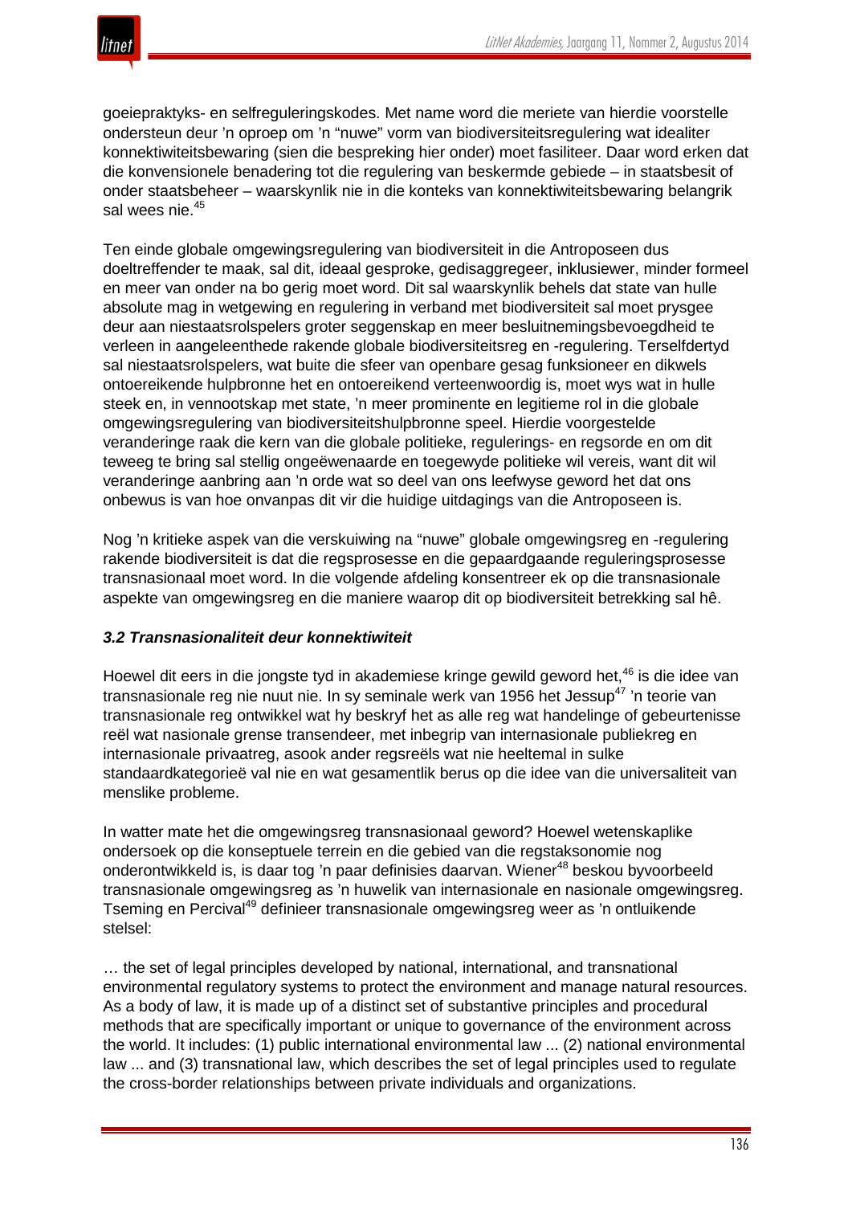goeiepraktyks- en selfreguleringskodes. Met name word die meriete van hierdie voorstelle ondersteun deur 'n oproep om 'n "nuwe" vorm van biodiversiteitsregulering wat idealiter konnektiwiteitsbewaring (sien die bespreking hier onder) moet fasiliteer. Daar word erken dat die konvensionele benadering tot die regulering van beskermde gebiede – in staatsbesit of onder staatsbeheer – waarskynlik nie in die konteks van konnektiwiteitsbewaring belangrik sal wees nie.[45]

Ten einde globale omgewingsregulering van biodiversiteit in die Antroposeen dus doeltreffender te maak, sal dit, ideaal gesproke, gedisaggregeer, inklusiewer, minder formeel en meer van onder na bo gerig moet word. Dit sal waarskynlik behels dat state van hulle absolute mag in wetgewing en regulering in verband met biodiversiteit sal moet prysgee deur aan niestaatsrolspelers groter seggenskap en meer besluitnemingsbevoegdheid te verleen in aangeleenthede rakende globale biodiversiteitsreg en -regulering. Terselfdertyd sal niestaatsrolspelers, wat buite die sfeer van openbare gesag funksioneer en dikwels ontoereikende hulpbronne het en ontoereikend verteenwoordig is, moet wys wat in hulle steek en, in vennootskap met state, 'n meer prominente en legitieme rol in die globale omgewingsregulering van biodiversiteitshulpbronne speel. Hierdie voorgestelde veranderinge raak die kern van die globale politieke, regulerings- en regsorde en om dit teweeg te bring sal stellig ongeëwenaarde en toegewyde politieke wil vereis, want dit wil veranderinge aanbring aan 'n orde wat so deel van ons leefwyse geword het dat ons onbewus is van hoe onvanpas dit vir die huidige uitdagings van die Antroposeen is.

Nog 'n kritieke aspek van die verskuiwing na "nuwe" globale omgewingsreg en -regulering rakende biodiversiteit is dat die regsprosesse en die gepaardgaande reguleringsprosesse transnasionaal moet word. In die volgende afdeling konsentreer ek op die transnasionale aspekte van omgewingsreg en die maniere waarop dit op biodiversiteit betrekking sal hê.

### *3.2 Transnasionaliteit deur konnektiwiteit*

Hoewel dit eers in die jongste tyd in akademiese kringe gewild geword het,[46] is die idee van transnasionale reg nie nuut nie. In sy seminale werk van 1956 het Jessup[47] 'n teorie van transnasionale reg ontwikkel wat hy beskryf het as alle reg wat handelinge of gebeurtenisse reël wat nasionale grense transendeer, met inbegrip van internasionale publiekreg en internasionale privaatreg, asook ander regsreëls wat nie heeltemal in sulke standaardkategorieë val nie en wat gesamentlik berus op die idee van die universaliteit van menslike probleme.

In watter mate het die omgewingsreg transnasionaal geword? Hoewel wetenskaplike ondersoek op die konseptuele terrein en die gebied van die regstaksonomie nog onderontwikkeld is, is daar tog 'n paar definisies daarvan. Wiener[48] beskou byvoorbeeld transnasionale omgewingsreg as 'n huwelik van internasionale en nasionale omgewingsreg. Tseming en Percival[49] definieer transnasionale omgewingsreg weer as 'n ontluikende stelsel:

… the set of legal principles developed by national, international, and transnational environmental regulatory systems to protect the environment and manage natural resources. As a body of law, it is made up of a distinct set of substantive principles and procedural methods that are specifically important or unique to governance of the environment across the world. It includes: (1) public international environmental law ... (2) national environmental law ... and (3) transnational law, which describes the set of legal principles used to regulate the cross-border relationships between private individuals and organizations.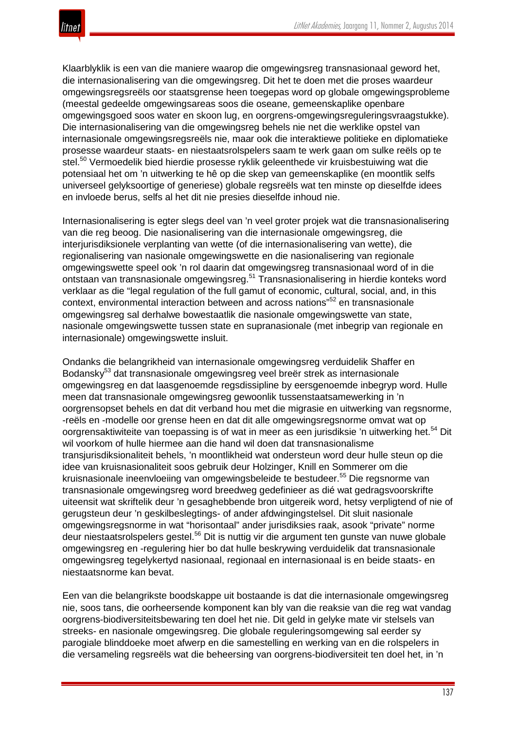Klaarblyklik is een van die maniere waarop die omgewingsreg transnasionaal geword het, die internasionalisering van die omgewingsreg. Dit het te doen met die proses waardeur omgewingsregsreëls oor staatsgrense heen toegepas word op globale omgewingsprobleme (meestal gedeelde omgewingsareas soos die oseane, gemeenskaplike openbare omgewingsgoed soos water en skoon lug, en oorgrens-omgewingsreguleringsvraagstukke). Die internasionalisering van die omgewingsreg behels nie net die werklike opstel van internasionale omgewingsregsreëls nie, maar ook die interaktiewe politieke en diplomatieke prosesse waardeur staats- en niestaatsrolspelers saam te werk gaan om sulke reëls op te stel.[50] Vermoedelik bied hierdie prosesse ryklik geleenthede vir kruisbestuiwing wat die potensiaal het om 'n uitwerking te hê op die skep van gemeenskaplike (en moontlik selfs universeel gelyksoortige of generiese) globale regsreëls wat ten minste op dieselfde idees en invloede berus, selfs al het dit nie presies dieselfde inhoud nie.

Internasionalisering is egter slegs deel van 'n veel groter projek wat die transnasionalisering van die reg beoog. Die nasionalisering van die internasionale omgewingsreg, die interjurisdiksionele verplanting van wette (of die internasionalisering van wette), die regionalisering van nasionale omgewingswette en die nasionalisering van regionale omgewingswette speel ook 'n rol daarin dat omgewingsreg transnasionaal word of in die ontstaan van transnasionale omgewingsreg.[51] Transnasionalisering in hierdie konteks word verklaar as die "legal regulation of the full gamut of economic, cultural, social, and, in this context, environmental interaction between and across nations"[52] en transnasionale omgewingsreg sal derhalwe bowestaatlik die nasionale omgewingswette van state, nasionale omgewingswette tussen state en supranasionale (met inbegrip van regionale en internasionale) omgewingswette insluit.

Ondanks die belangrikheid van internasionale omgewingsreg verduidelik Shaffer en Bodansky[53] dat transnasionale omgewingsreg veel breër strek as internasionale omgewingsreg en dat laasgenoemde regsdissipline by eersgenoemde inbegryp word. Hulle meen dat transnasionale omgewingsreg gewoonlik tussenstaatsamewerking in 'n oorgrensopset behels en dat dit verband hou met die migrasie en uitwerking van regsnorme, -reëls en -modelle oor grense heen en dat dit alle omgewingsregsnorme omvat wat op oorgrensaktiwiteite van toepassing is of wat in meer as een jurisdiksie 'n uitwerking het.[54] Dit wil voorkom of hulle hiermee aan die hand wil doen dat transnasionalisme transjurisdiksionaliteit behels, 'n moontlikheid wat ondersteun word deur hulle steun op die idee van kruisnasionaliteit soos gebruik deur Holzinger, Knill en Sommerer om die kruisnasionale ineenvloeiing van omgewingsbeleide te bestudeer.[55] Die regsnorme van transnasionale omgewingsreg word breedweg gedefinieer as dié wat gedragsvoorskrifte uiteensit wat skriftelik deur 'n gesaghebbende bron uitgereik word, hetsy verpligtend of nie of gerugsteun deur 'n geskilbeslegtings- of ander afdwingingstelsel. Dit sluit nasionale omgewingsregsnorme in wat "horisontaal" ander jurisdiksies raak, asook "private" norme deur niestaatsrolspelers gestel.[56] Dit is nuttig vir die argument ten gunste van nuwe globale omgewingsreg en -regulering hier bo dat hulle beskrywing verduidelik dat transnasionale omgewingsreg tegelykertyd nasionaal, regionaal en internasionaal is en beide staats- en niestaatsnorme kan bevat.

Een van die belangrikste boodskappe uit bostaande is dat die internasionale omgewingsreg nie, soos tans, die oorheersende komponent kan bly van die reaksie van die reg wat vandag oorgrens-biodiversiteitsbewaring ten doel het nie. Dit geld in gelyke mate vir stelsels van streeks- en nasionale omgewingsreg. Die globale reguleringsomgewing sal eerder sy parogiale blinddoeke moet afwerp en die samestelling en werking van en die rolspelers in die versameling regsreëls wat die beheersing van oorgrens-biodiversiteit ten doel het, in 'n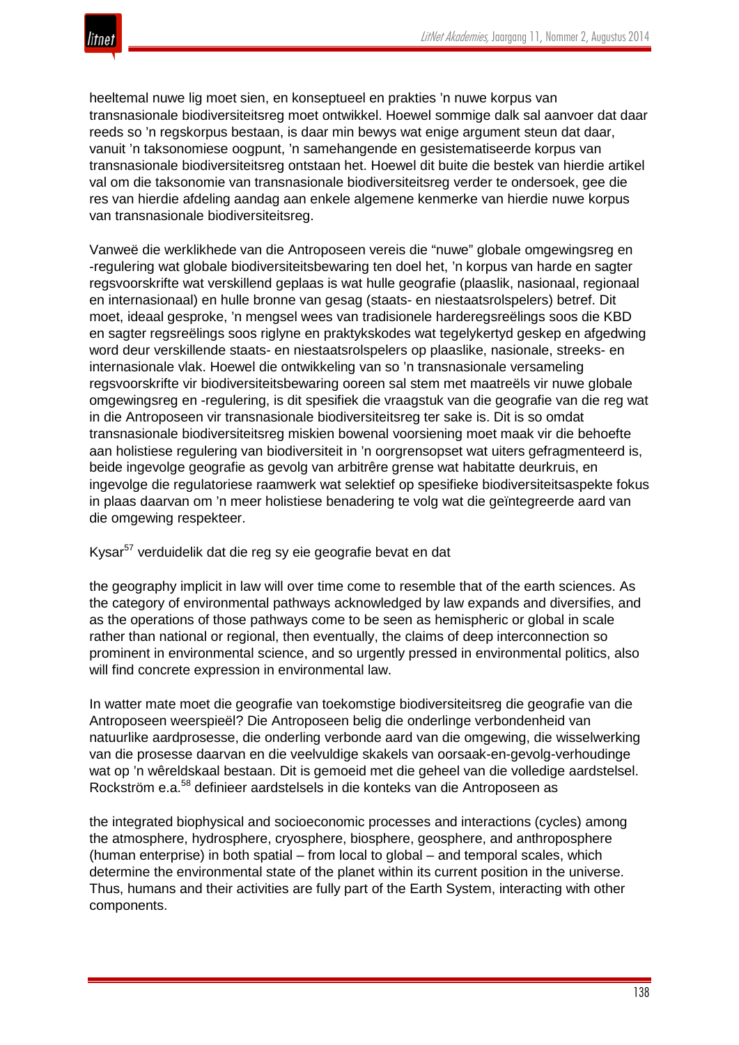heeltemal nuwe lig moet sien, en konseptueel en prakties 'n nuwe korpus van transnasionale biodiversiteitsreg moet ontwikkel. Hoewel sommige dalk sal aanvoer dat daar reeds so 'n regskorpus bestaan, is daar min bewys wat enige argument steun dat daar, vanuit 'n taksonomiese oogpunt, 'n samehangende en gesistematiseerde korpus van transnasionale biodiversiteitsreg ontstaan het. Hoewel dit buite die bestek van hierdie artikel val om die taksonomie van transnasionale biodiversiteitsreg verder te ondersoek, gee die res van hierdie afdeling aandag aan enkele algemene kenmerke van hierdie nuwe korpus van transnasionale biodiversiteitsreg.

Vanweë die werklikhede van die Antroposeen vereis die "nuwe" globale omgewingsreg en -regulering wat globale biodiversiteitsbewaring ten doel het, 'n korpus van harde en sagter regsvoorskrifte wat verskillend geplaas is wat hulle geografie (plaaslik, nasionaal, regionaal en internasionaal) en hulle bronne van gesag (staats- en niestaatsrolspelers) betref. Dit moet, ideaal gesproke, 'n mengsel wees van tradisionele harderegsreëlings soos die KBD en sagter regsreëlings soos riglyne en praktykskodes wat tegelykertyd geskep en afgedwing word deur verskillende staats- en niestaatsrolspelers op plaaslike, nasionale, streeks- en internasionale vlak. Hoewel die ontwikkeling van so 'n transnasionale versameling regsvoorskrifte vir biodiversiteitsbewaring ooreen sal stem met maatreëls vir nuwe globale omgewingsreg en -regulering, is dit spesifiek die vraagstuk van die geografie van die reg wat in die Antroposeen vir transnasionale biodiversiteitsreg ter sake is. Dit is so omdat transnasionale biodiversiteitsreg miskien bowenal voorsiening moet maak vir die behoefte aan holistiese regulering van biodiversiteit in 'n oorgrensopset wat uiters gefragmenteerd is, beide ingevolge geografie as gevolg van arbitrêre grense wat habitatte deurkruis, en ingevolge die regulatoriese raamwerk wat selektief op spesifieke biodiversiteitsaspekte fokus in plaas daarvan om 'n meer holistiese benadering te volg wat die geïntegreerde aard van die omgewing respekteer.

Kysar[57] verduidelik dat die reg sy eie geografie bevat en dat

> the geography implicit in law will over time come to resemble that of the earth sciences. As the category of environmental pathways acknowledged by law expands and diversifies, and as the operations of those pathways come to be seen as hemispheric or global in scale rather than national or regional, then eventually, the claims of deep interconnection so prominent in environmental science, and so urgently pressed in environmental politics, also will find concrete expression in environmental law.

In watter mate moet die geografie van toekomstige biodiversiteitsreg die geografie van die Antroposeen weerspieël? Die Antroposeen belig die onderlinge verbondenheid van natuurlike aardprosesse, die onderling verbonde aard van die omgewing, die wisselwerking van die prosesse daarvan en die veelvuldige skakels van oorsaak-en-gevolg-verhoudinge wat op 'n wêreldskaal bestaan. Dit is gemoeid met die geheel van die volledige aardstelsel. Rockström e.a.[58] definieer aardstelsels in die konteks van die Antroposeen as

> the integrated biophysical and socioeconomic processes and interactions (cycles) among the atmosphere, hydrosphere, cryosphere, biosphere, geosphere, and anthroposphere (human enterprise) in both spatial – from local to global – and temporal scales, which determine the environmental state of the planet within its current position in the universe. Thus, humans and their activities are fully part of the Earth System, interacting with other components.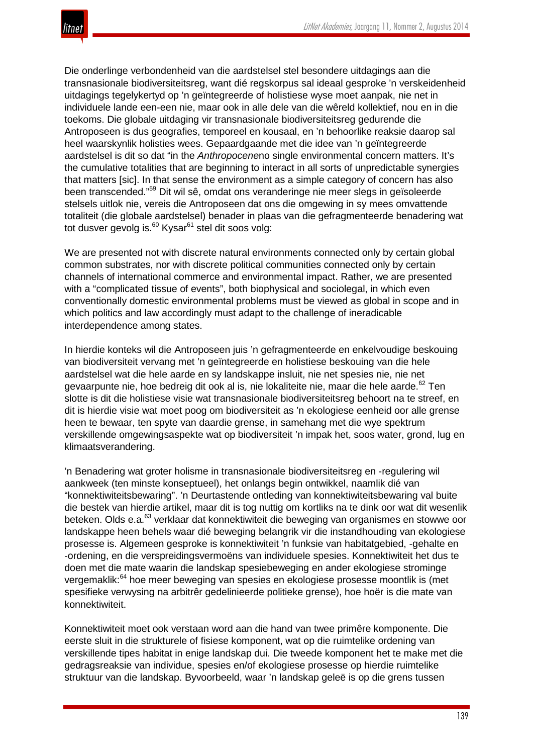Die onderlinge verbondenheid van die aardstelsel stel besondere uitdagings aan die transnasionale biodiversiteitsreg, want dié regskorpus sal ideaal gesproke ’n verskeidenheid uitdagings tegelykertyd op ’n geïntegreerde of holistiese wyse moet aanpak, nie net in individuele lande een-een nie, maar ook in alle dele van die wêreld kollektief, nou en in die toekoms. Die globale uitdaging vir transnasionale biodiversiteitsreg gedurende die Antroposeen is dus geografies, temporeel en kousaal, en ’n behoorlike reaksie daarop sal heel waarskynlik holisties wees. Gepaardgaande met die idee van ’n geïntegreerde aardstelsel is dit so dat “in the *Anthropocene*no single environmental concern matters. It’s the cumulative totalities that are beginning to interact in all sorts of unpredictable synergies that matters [sic]. In that sense the environment as a simple category of concern has also been transcended.”[59] Dit wil sê, omdat ons veranderinge nie meer slegs in geïsoleerde stelsels uitlok nie, vereis die Antroposeen dat ons die omgewing in sy mees omvattende totaliteit (die globale aardstelsel) benader in plaas van die gefragmenteerde benadering wat tot dusver gevolg is.[60] Kysar[61] stel dit soos volg:

We are presented not with discrete natural environments connected only by certain global common substrates, nor with discrete political communities connected only by certain channels of international commerce and environmental impact. Rather, we are presented with a “complicated tissue of events”, both biophysical and sociolegal, in which even conventionally domestic environmental problems must be viewed as global in scope and in which politics and law accordingly must adapt to the challenge of ineradicable interdependence among states.

In hierdie konteks wil die Antroposeen juis ’n gefragmenteerde en enkelvoudige beskouing van biodiversiteit vervang met ’n geïntegreerde en holistiese beskouing van die hele aardstelsel wat die hele aarde en sy landskappe insluit, nie net spesies nie, nie net gevaarpunte nie, hoe bedreig dit ook al is, nie lokaliteite nie, maar die hele aarde.[62] Ten slotte is dit die holistiese visie wat transnasionale biodiversiteitsreg behoort na te streef, en dit is hierdie visie wat moet poog om biodiversiteit as ’n ekologiese eenheid oor alle grense heen te bewaar, ten spyte van daardie grense, in samehang met die wye spektrum verskillende omgewingsaspekte wat op biodiversiteit ’n impak het, soos water, grond, lug en klimaatsverandering.

’n Benadering wat groter holisme in transnasionale biodiversiteitsreg en -regulering wil aankweek (ten minste konseptueel), het onlangs begin ontwikkel, naamlik dié van “konnektiwiteitsbewaring”. ’n Deurtastende ontleding van konnektiwiteitsbewaring val buite die bestek van hierdie artikel, maar dit is tog nuttig om kortliks na te dink oor wat dit wesenlik beteken. Olds e.a.[63] verklaar dat konnektiwiteit die beweging van organismes en stowwe oor landskappe heen behels waar dié beweging belangrik vir die instandhouding van ekologiese prosesse is. Algemeen gesproke is konnektiwiteit ’n funksie van habitatgebied, -gehalte en -ordening, en die verspreidingsvermoëns van individuele spesies. Konnektiwiteit het dus te doen met die mate waarin die landskap spesiebeweging en ander ekologiese strominge vergemaklik:[64] hoe meer beweging van spesies en ekologiese prosesse moontlik is (met spesifieke verwysing na arbitrêr gedelinieerde politieke grense), hoe hoër is die mate van konnektiwiteit.

Konnektiwiteit moet ook verstaan word aan die hand van twee primêre komponente. Die eerste sluit in die strukturele of fisiese komponent, wat op die ruimtelike ordening van verskillende tipes habitat in enige landskap dui. Die tweede komponent het te make met die gedragsreaksie van individue, spesies en/of ekologiese prosesse op hierdie ruimtelike struktuur van die landskap. Byvoorbeeld, waar ’n landskap geleë is op die grens tussen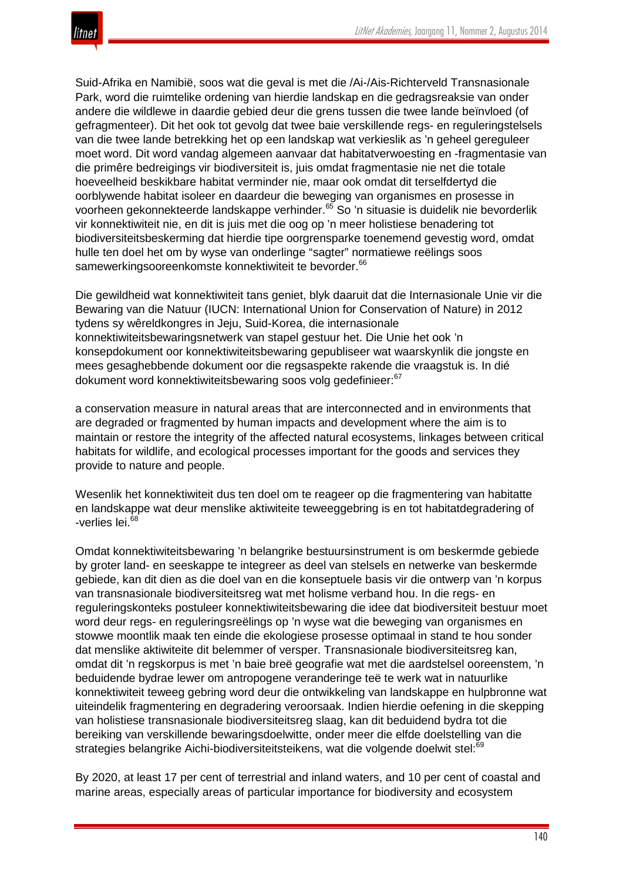Suid-Afrika en Namibië, soos wat die geval is met die /Ai-/Ais-Richterveld Transnasionale Park, word die ruimtelike ordening van hierdie landskap en die gedragsreaksie van onder andere die wildlewe in daardie gebied deur die grens tussen die twee lande beïnvloed (of gefragmenteer). Dit het ook tot gevolg dat twee baie verskillende regs- en reguleringstelsels van die twee lande betrekking het op 'n landskap wat verkieslik as 'n geheel gereguleer moet word. Dit word vandag algemeen aanvaar dat habitatverwoesting en -fragmentasie van die primêre bedreigings vir biodiversiteit is, juis omdat fragmentasie nie net die totale hoeveelheid beskikbare habitat verminder nie, maar ook omdat dit terselfdertyd die oorblywende habitat isoleer en daardeur die beweging van organismes en prosesse in voorheen gekonnekteerde landskappe verhinder.[65] So 'n situasie is duidelik nie bevorderlik vir konnektiwiteit nie, en dit is juis met die oog op 'n meer holistiese benadering tot biodiversiteitsbeskerming dat hierdie tipe oorgrensparke toenemend gevestig word, omdat hulle ten doel het om by wyse van onderlinge "sagter" normatiewe reëlings soos samewerkingsooreenkomste konnektiwiteit te bevorder.[66]

Die gewildheid wat konnektiwiteit tans geniet, blyk daaruit dat die Internasionale Unie vir die Bewaring van die Natuur (IUCN: International Union for Conservation of Nature) in 2012 tydens sy wêreldkongres in Jeju, Suid-Korea, die internasionale konnektiwiteitsbewaringsnetwerk van stapel gestuur het. Die Unie het ook 'n konsepdokument oor konnektiwiteitsbewaring gepubliseer wat waarskynlik die jongste en mees gesaghebbende dokument oor die regsaspekte rakende die vraagstuk is. In dié dokument word konnektiwiteitsbewaring soos volg gedefinieer:[67]

a conservation measure in natural areas that are interconnected and in environments that are degraded or fragmented by human impacts and development where the aim is to maintain or restore the integrity of the affected natural ecosystems, linkages between critical habitats for wildlife, and ecological processes important for the goods and services they provide to nature and people.

Wesenlik het konnektiwiteit dus ten doel om te reageer op die fragmentering van habitatte en landskappe wat deur menslike aktiwiteite teweeggebring is en tot habitatdegradering of -verlies lei.[68]

Omdat konnektiwiteitsbewaring 'n belangrike bestuursinstrument is om beskermde gebiede by groter land- en seeskappe te integreer as deel van stelsels en netwerke van beskermde gebiede, kan dit dien as die doel van en die konseptuele basis vir die ontwerp van 'n korpus van transnasionale biodiversiteitsreg wat met holisme verband hou. In die regs- en reguleringskonteks postuleer konnektiwiteitsbewaring die idee dat biodiversiteit bestuur moet word deur regs- en reguleringsreëlings op 'n wyse wat die beweging van organismes en stowwe moontlik maak ten einde die ekologiese prosesse optimaal in stand te hou sonder dat menslike aktiwiteite dit belemmer of versper. Transnasionale biodiversiteitsreg kan, omdat dit 'n regskorpus is met 'n baie breë geografie wat met die aardstelsel ooreenstem, 'n beduidende bydrae lewer om antropogene veranderinge teë te werk wat in natuurlike konnektiwiteit teweeg gebring word deur die ontwikkeling van landskappe en hulpbronne wat uiteindelik fragmentering en degradering veroorsaak. Indien hierdie oefening in die skepping van holistiese transnasionale biodiversiteitsreg slaag, kan dit beduidend bydra tot die bereiking van verskillende bewaringsdoelwitte, onder meer die elfde doelstelling van die strategies belangrike Aichi-biodiversiteitsteikens, wat die volgende doelwit stel:[69]

By 2020, at least 17 per cent of terrestrial and inland waters, and 10 per cent of coastal and marine areas, especially areas of particular importance for biodiversity and ecosystem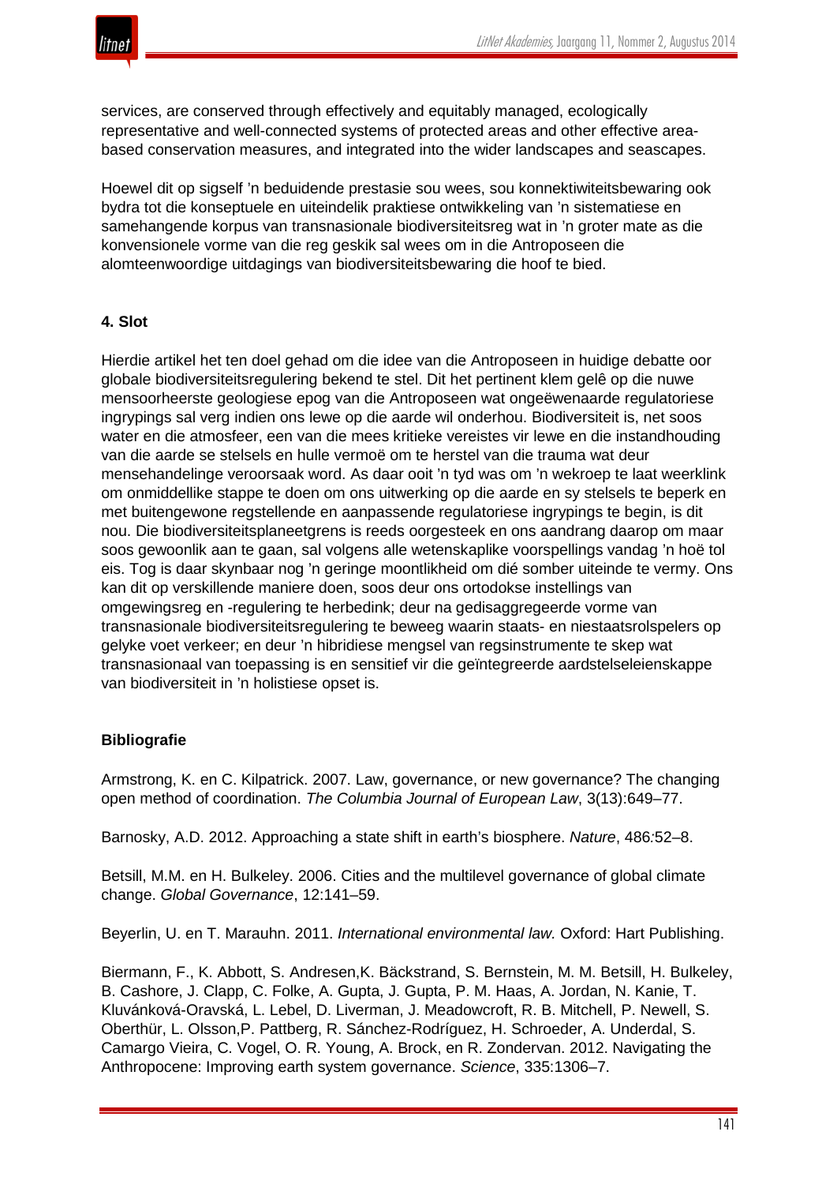services, are conserved through effectively and equitably managed, ecologically representative and well-connected systems of protected areas and other effective area-based conservation measures, and integrated into the wider landscapes and seascapes.

Hoewel dit op sigself ’n beduidende prestasie sou wees, sou konnektiwiteitsbewaring ook bydra tot die konseptuele en uiteindelik praktiese ontwikkeling van ’n sistematiese en samehangende korpus van transnasionale biodiversiteitsreg wat in ’n groter mate as die konvensionele vorme van die reg geskik sal wees om in die Antroposeen die alomteenwoordige uitdagings van biodiversiteitsbewaring die hoof te bied.

## 4. Slot

Hierdie artikel het ten doel gehad om die idee van die Antroposeen in huidige debatte oor globale biodiversiteitsregulering bekend te stel. Dit het pertinent klem gelê op die nuwe mensoorheerste geologiese epog van die Antroposeen wat ongeëwenaarde regulatoriese ingrypings sal verg indien ons lewe op die aarde wil onderhou. Biodiversiteit is, net soos water en die atmosfeer, een van die mees kritieke vereistes vir lewe en die instandhouding van die aarde se stelsels en hulle vermoë om te herstel van die trauma wat deur mensehandelinge veroorsaak word. As daar ooit ’n tyd was om ’n wekroep te laat weerklink om onmiddellike stappe te doen om ons uitwerking op die aarde en sy stelsels te beperk en met buitengewone regstellende en aanpassende regulatoriese ingrypings te begin, is dit nou. Die biodiversiteitsplaneetgrens is reeds oorgesteek en ons aandrang daarop om maar soos gewoonlik aan te gaan, sal volgens alle wetenskaplike voorspellings vandag ’n hoë tol eis. Tog is daar skynbaar nog ’n geringe moontlikheid om dié somber uiteinde te vermy. Ons kan dit op verskillende maniere doen, soos deur ons ortodokse instellings van omgewingsreg en -regulering te herbedink; deur na gedisaggregeerde vorme van transnasionale biodiversiteitsregulering te beweeg waarin staats- en niestaatsrolspelers op gelyke voet verkeer; en deur ’n hibridiese mengsel van regsinstrumente te skep wat transnasionaal van toepassing is en sensitief vir die geïntegreerde aardstelseleienskappe van biodiversiteit in ’n holistiese opset is.

## Bibliografie

Armstrong, K. en C. Kilpatrick. 2007. Law, governance, or new governance? The changing open method of coordination. *The Columbia Journal of European Law*, 3(13):649–77.

Barnosky, A.D. 2012. Approaching a state shift in earth’s biosphere. *Nature*, 486:52–8.

Betsill, M.M. en H. Bulkeley. 2006. Cities and the multilevel governance of global climate change. *Global Governance*, 12:141–59.

Beyerlin, U. en T. Marauhn. 2011. *International environmental law.* Oxford: Hart Publishing.

Biermann, F., K. Abbott, S. Andresen,K. Bäckstrand, S. Bernstein, M. M. Betsill, H. Bulkeley, B. Cashore, J. Clapp, C. Folke, A. Gupta, J. Gupta, P. M. Haas, A. Jordan, N. Kanie, T. Kluvánková-Oravská, L. Lebel, D. Liverman, J. Meadowcroft, R. B. Mitchell, P. Newell, S. Oberthür, L. Olsson,P. Pattberg, R. Sánchez-Rodríguez, H. Schroeder, A. Underdal, S. Camargo Vieira, C. Vogel, O. R. Young, A. Brock, en R. Zondervan. 2012. Navigating the Anthropocene: Improving earth system governance. *Science*, 335:1306–7.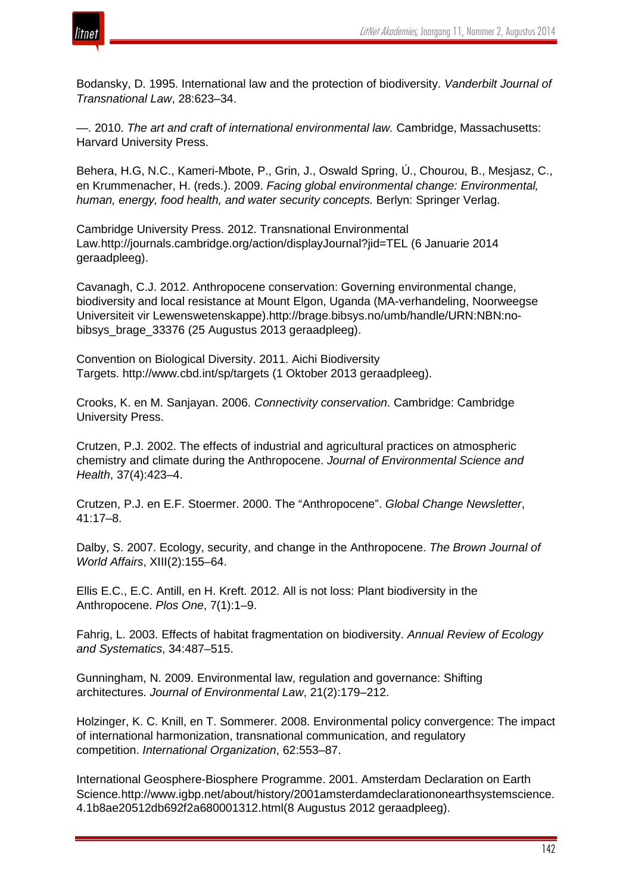Bodansky, D. 1995. International law and the protection of biodiversity. *Vanderbilt Journal of Transnational Law*, 28:623–34.

—. 2010. *The art and craft of international environmental law.* Cambridge, Massachusetts: Harvard University Press.

Behera, H.G, N.C., Kameri-Mbote, P., Grin, J., Oswald Spring, Ú., Chourou, B., Mesjasz, C., en Krummenacher, H. (reds.). 2009. *Facing global environmental change: Environmental, human, energy, food health, and water security concepts.* Berlyn: Springer Verlag.

Cambridge University Press. 2012. Transnational Environmental Law.http://journals.cambridge.org/action/displayJournal?jid=TEL (6 Januarie 2014 geraadpleeg).

Cavanagh, C.J. 2012. Anthropocene conservation: Governing environmental change, biodiversity and local resistance at Mount Elgon, Uganda (MA-verhandeling, Noorweegse Universiteit vir Lewenswetenskappe).http://brage.bibsys.no/umb/handle/URN:NBN:no-bibsys_brage_33376 (25 Augustus 2013 geraadpleeg).

Convention on Biological Diversity. 2011. Aichi Biodiversity Targets. http://www.cbd.int/sp/targets (1 Oktober 2013 geraadpleeg).

Crooks, K. en M. Sanjayan. 2006. *Connectivity conservation*. Cambridge: Cambridge University Press.

Crutzen, P.J. 2002. The effects of industrial and agricultural practices on atmospheric chemistry and climate during the Anthropocene. *Journal of Environmental Science and Health*, 37(4):423–4.

Crutzen, P.J. en E.F. Stoermer. 2000. The "Anthropocene". *Global Change Newsletter*, 41:17–8.

Dalby, S. 2007. Ecology, security, and change in the Anthropocene. *The Brown Journal of World Affairs*, XIII(2):155–64.

Ellis E.C., E.C. Antill, en H. Kreft. 2012. All is not loss: Plant biodiversity in the Anthropocene. *Plos One*, 7(1):1–9.

Fahrig, L. 2003. Effects of habitat fragmentation on biodiversity. *Annual Review of Ecology and Systematics*, 34:487–515.

Gunningham, N. 2009. Environmental law, regulation and governance: Shifting architectures. *Journal of Environmental Law*, 21(2):179–212.

Holzinger, K. C. Knill, en T. Sommerer. 2008. Environmental policy convergence: The impact of international harmonization, transnational communication, and regulatory competition. *International Organization*, 62:553–87.

International Geosphere-Biosphere Programme. 2001. Amsterdam Declaration on Earth Science.http://www.igbp.net/about/history/2001amsterdamdeclarationonearthsystemscience.4.1b8ae20512db692f2a680001312.html(8 Augustus 2012 geraadpleeg).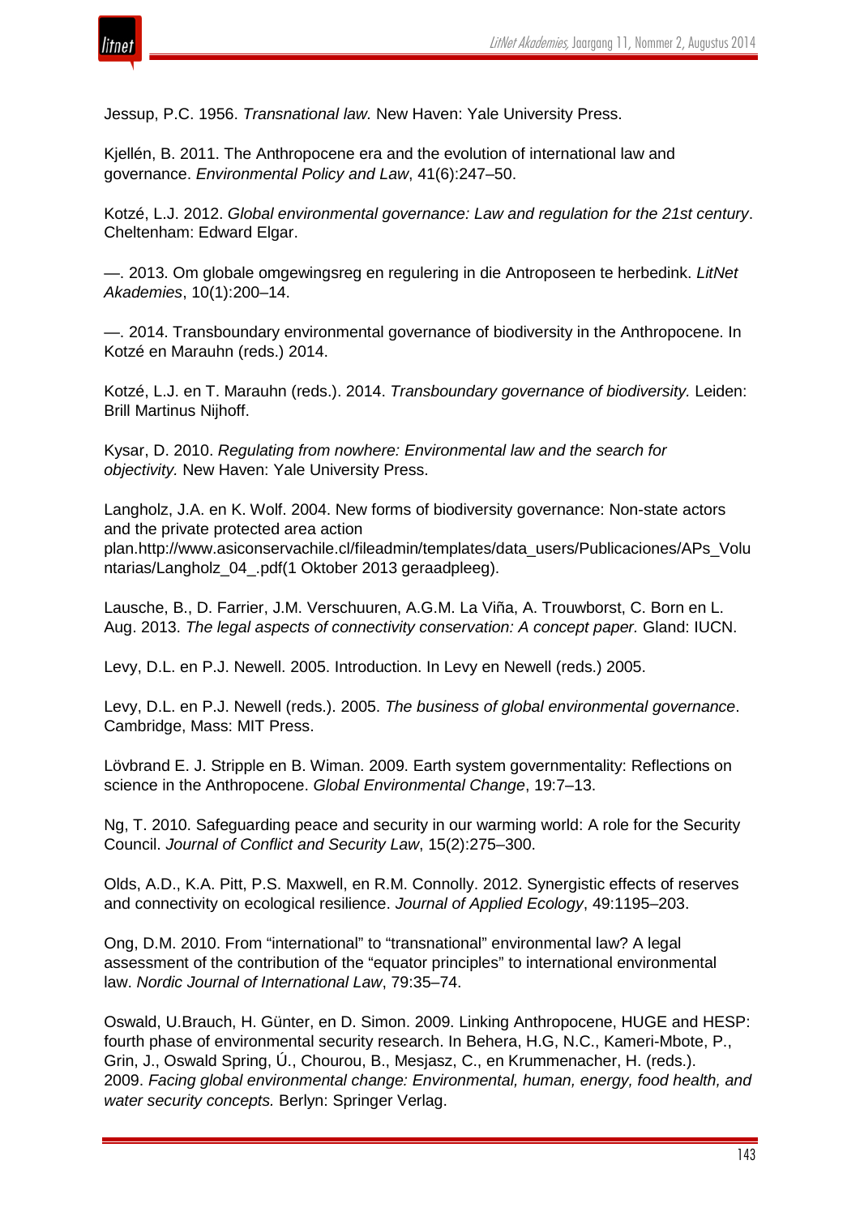Jessup, P.C. 1956. *Transnational law.* New Haven: Yale University Press.

Kjellén, B. 2011. The Anthropocene era and the evolution of international law and governance. *Environmental Policy and Law*, 41(6):247–50.

Kotzé, L.J. 2012. *Global environmental governance: Law and regulation for the 21st century*. Cheltenham: Edward Elgar.

—. 2013. Om globale omgewingsreg en regulering in die Antroposeen te herbedink. *LitNet Akademies*, 10(1):200–14.

—. 2014. Transboundary environmental governance of biodiversity in the Anthropocene. In Kotzé en Marauhn (reds.) 2014.

Kotzé, L.J. en T. Marauhn (reds.). 2014. *Transboundary governance of biodiversity.* Leiden: Brill Martinus Nijhoff.

Kysar, D. 2010. *Regulating from nowhere: Environmental law and the search for objectivity.* New Haven: Yale University Press.

Langholz, J.A. en K. Wolf. 2004. New forms of biodiversity governance: Non-state actors and the private protected area action plan.http://www.asiconservachile.cl/fileadmin/templates/data_users/Publicaciones/APs_Voluntarias/Langholz_04_.pdf(1 Oktober 2013 geraadpleeg).

Lausche, B., D. Farrier, J.M. Verschuuren, A.G.M. La Viña, A. Trouwborst, C. Born en L. Aug. 2013. *The legal aspects of connectivity conservation: A concept paper.* Gland: IUCN.

Levy, D.L. en P.J. Newell. 2005. Introduction. In Levy en Newell (reds.) 2005.

Levy, D.L. en P.J. Newell (reds.). 2005. *The business of global environmental governance*. Cambridge, Mass: MIT Press.

Lövbrand E. J. Stripple en B. Wiman. 2009. Earth system governmentality: Reflections on science in the Anthropocene. *Global Environmental Change*, 19:7–13.

Ng, T. 2010. Safeguarding peace and security in our warming world: A role for the Security Council. *Journal of Conflict and Security Law*, 15(2):275–300.

Olds, A.D., K.A. Pitt, P.S. Maxwell, en R.M. Connolly. 2012. Synergistic effects of reserves and connectivity on ecological resilience. *Journal of Applied Ecology*, 49:1195–203.

Ong, D.M. 2010. From "international" to "transnational" environmental law? A legal assessment of the contribution of the "equator principles" to international environmental law. *Nordic Journal of International Law*, 79:35–74.

Oswald, U.Brauch, H. Günter, en D. Simon. 2009. Linking Anthropocene, HUGE and HESP: fourth phase of environmental security research. In Behera, H.G, N.C., Kameri-Mbote, P., Grin, J., Oswald Spring, Ú., Chourou, B., Mesjasz, C., en Krummenacher, H. (reds.). 2009. *Facing global environmental change: Environmental, human, energy, food health, and water security concepts.* Berlyn: Springer Verlag.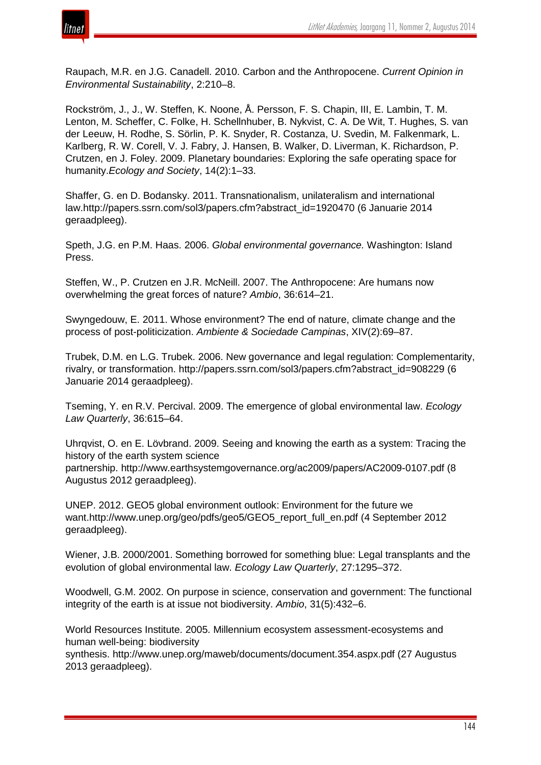Raupach, M.R. en J.G. Canadell. 2010. Carbon and the Anthropocene. *Current Opinion in Environmental Sustainability*, 2:210–8.

Rockström, J., J., W. Steffen, K. Noone, Å. Persson, F. S. Chapin, III, E. Lambin, T. M. Lenton, M. Scheffer, C. Folke, H. Schellnhuber, B. Nykvist, C. A. De Wit, T. Hughes, S. van der Leeuw, H. Rodhe, S. Sörlin, P. K. Snyder, R. Costanza, U. Svedin, M. Falkenmark, L. Karlberg, R. W. Corell, V. J. Fabry, J. Hansen, B. Walker, D. Liverman, K. Richardson, P. Crutzen, en J. Foley. 2009. Planetary boundaries: Exploring the safe operating space for humanity.*Ecology and Society*, 14(2):1–33.

Shaffer, G. en D. Bodansky. 2011. Transnationalism, unilateralism and international law.http://papers.ssrn.com/sol3/papers.cfm?abstract_id=1920470 (6 Januarie 2014 geraadpleeg).

Speth, J.G. en P.M. Haas. 2006. *Global environmental governance.* Washington: Island Press.

Steffen, W., P. Crutzen en J.R. McNeill. 2007. The Anthropocene: Are humans now overwhelming the great forces of nature? *Ambio*, 36:614–21.

Swyngedouw, E. 2011. Whose environment? The end of nature, climate change and the process of post-politicization. *Ambiente & Sociedade Campinas*, XIV(2):69–87.

Trubek, D.M. en L.G. Trubek. 2006. New governance and legal regulation: Complementarity, rivalry, or transformation. http://papers.ssrn.com/sol3/papers.cfm?abstract_id=908229 (6 Januarie 2014 geraadpleeg).

Tseming, Y. en R.V. Percival. 2009. The emergence of global environmental law. *Ecology Law Quarterly*, 36:615–64.

Uhrqvist, O. en E. Lövbrand. 2009. Seeing and knowing the earth as a system: Tracing the history of the earth system science partnership. http://www.earthsystemgovernance.org/ac2009/papers/AC2009-0107.pdf (8 Augustus 2012 geraadpleeg).

UNEP. 2012. GEO5 global environment outlook: Environment for the future we want.http://www.unep.org/geo/pdfs/geo5/GEO5_report_full_en.pdf (4 September 2012 geraadpleeg).

Wiener, J.B. 2000/2001. Something borrowed for something blue: Legal transplants and the evolution of global environmental law. *Ecology Law Quarterly*, 27:1295–372.

Woodwell, G.M. 2002. On purpose in science, conservation and government: The functional integrity of the earth is at issue not biodiversity. *Ambio*, 31(5):432–6.

World Resources Institute. 2005. Millennium ecosystem assessment-ecosystems and human well-being: biodiversity synthesis. http://www.unep.org/maweb/documents/document.354.aspx.pdf (27 Augustus 2013 geraadpleeg).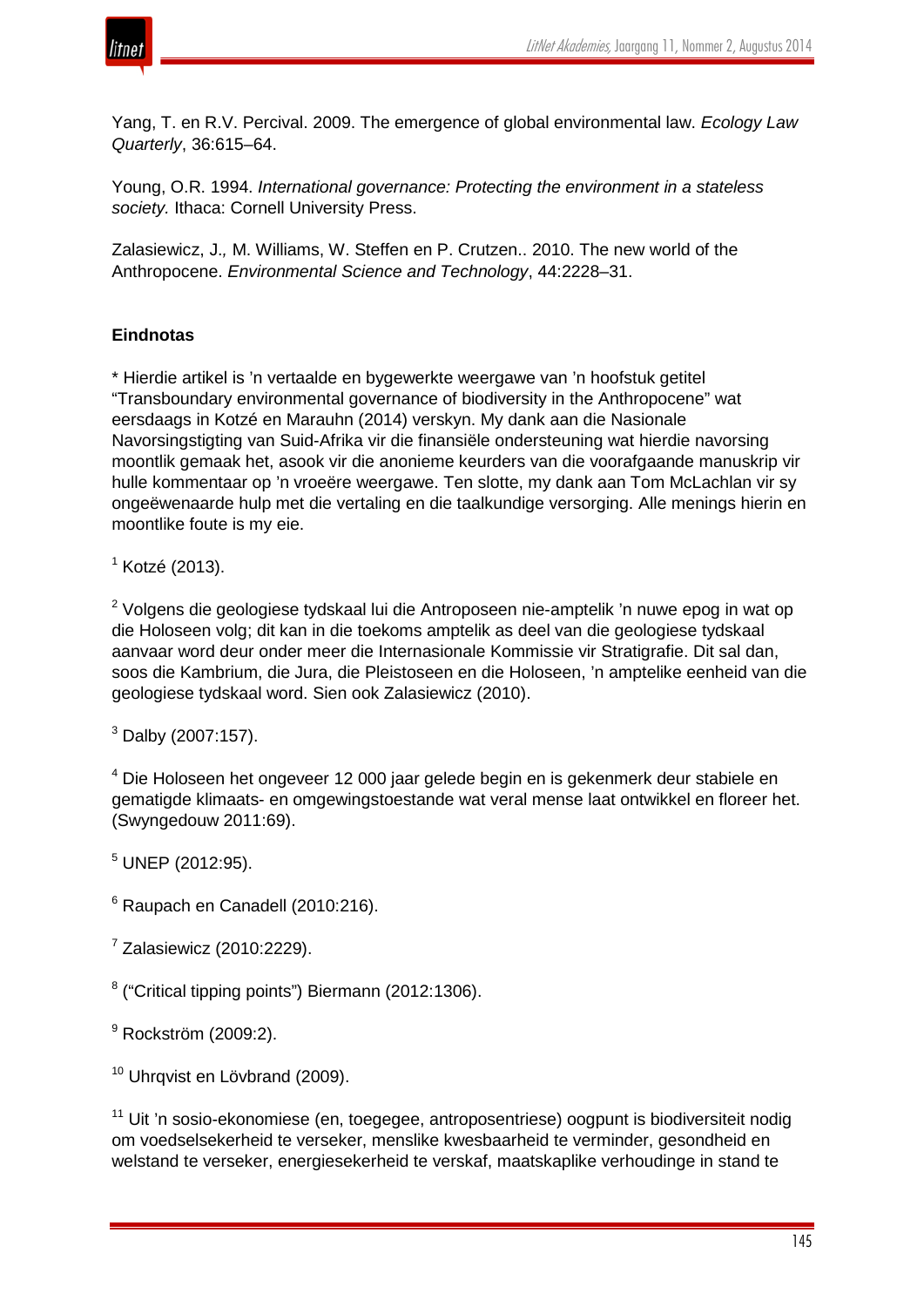Yang, T. en R.V. Percival. 2009. The emergence of global environmental law. *Ecology Law Quarterly*, 36:615–64.

Young, O.R. 1994. *International governance: Protecting the environment in a stateless society.* Ithaca: Cornell University Press.

Zalasiewicz, J., M. Williams, W. Steffen en P. Crutzen.. 2010. The new world of the Anthropocene. *Environmental Science and Technology*, 44:2228–31.

**Eindnotas**

* Hierdie artikel is 'n vertaalde en bygewerkte weergawe van 'n hoofstuk getitel "Transboundary environmental governance of biodiversity in the Anthropocene" wat eersdaags in Kotzé en Marauhn (2014) verskyn. My dank aan die Nasionale Navorsingstigting van Suid-Afrika vir die finansiële ondersteuning wat hierdie navorsing moontlik gemaak het, asook vir die anonieme keurders van die voorafgaande manuskrip vir hulle kommentaar op 'n vroeëre weergawe. Ten slotte, my dank aan Tom McLachlan vir sy ongeëwenaarde hulp met die vertaling en die taalkundige versorging. Alle menings hierin en moontlike foute is my eie.

[1] Kotzé (2013).

[2] Volgens die geologiese tydskaal lui die Antroposeen nie-amptelik 'n nuwe epog in wat op die Holoseen volg; dit kan in die toekoms amptelik as deel van die geologiese tydskaal aanvaar word deur onder meer die Internasionale Kommissie vir Stratigrafie. Dit sal dan, soos die Kambrium, die Jura, die Pleistoseen en die Holoseen, 'n amptelike eenheid van die geologiese tydskaal word. Sien ook Zalasiewicz (2010).

[3] Dalby (2007:157).

[4] Die Holoseen het ongeveer 12 000 jaar gelede begin en is gekenmerk deur stabiele en gematigde klimaats- en omgewingstoestande wat veral mense laat ontwikkel en floreer het. (Swyngedouw 2011:69).

[5] UNEP (2012:95).

[6] Raupach en Canadell (2010:216).

[7] Zalasiewicz (2010:2229).

[8] ("Critical tipping points") Biermann (2012:1306).

[9] Rockström (2009:2).

[10] Uhrqvist en Lövbrand (2009).

[11] Uit 'n sosio-ekonomiese (en, toegegee, antroposentriese) oogpunt is biodiversiteit nodig om voedselsekerheid te verseker, menslike kwesbaarheid te verminder, gesondheid en welstand te verseker, energiesekerheid te verskaf, maatskaplike verhoudinge in stand te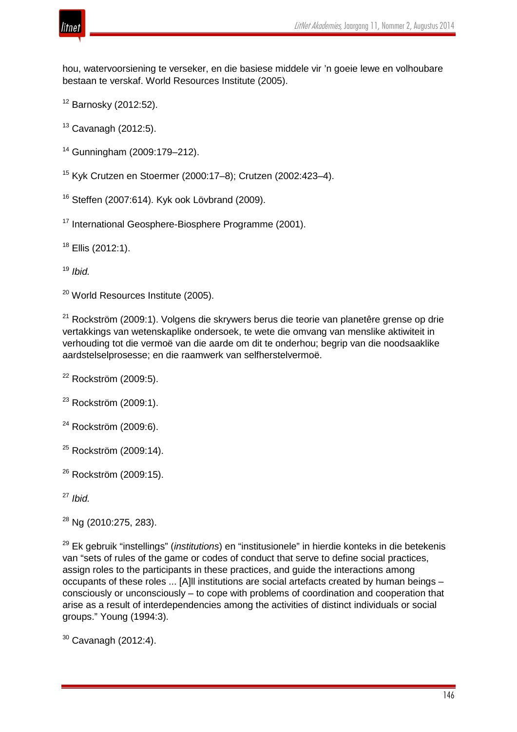hou, watervoorsiening te verseker, en die basiese middele vir 'n goeie lewe en volhoubare bestaan te verskaf. World Resources Institute (2005).

[12] Barnosky (2012:52).

[13] Cavanagh (2012:5).

[14] Gunningham (2009:179–212).

[15] Kyk Crutzen en Stoermer (2000:17–8); Crutzen (2002:423–4).

[16] Steffen (2007:614). Kyk ook Lövbrand (2009).

[17] International Geosphere-Biosphere Programme (2001).

[18] Ellis (2012:1).

[19] *Ibid.*

[20] World Resources Institute (2005).

[21] Rockström (2009:1). Volgens die skrywers berus die teorie van planetêre grense op drie vertakkings van wetenskaplike ondersoek, te wete die omvang van menslike aktiwiteit in verhouding tot die vermoë van die aarde om dit te onderhou; begrip van die noodsaaklike aardstelselprosesse; en die raamwerk van selfherstelvermoë.

[22] Rockström (2009:5).

[23] Rockström (2009:1).

[24] Rockström (2009:6).

[25] Rockström (2009:14).

[26] Rockström (2009:15).

[27] *Ibid.*

[28] Ng (2010:275, 283).

[29] Ek gebruik "instellings" (*institutions*) en "institusionele" in hierdie konteks in die betekenis van "sets of rules of the game or codes of conduct that serve to define social practices, assign roles to the participants in these practices, and guide the interactions among occupants of these roles ... [A]ll institutions are social artefacts created by human beings – consciously or unconsciously – to cope with problems of coordination and cooperation that arise as a result of interdependencies among the activities of distinct individuals or social groups." Young (1994:3).

[30] Cavanagh (2012:4).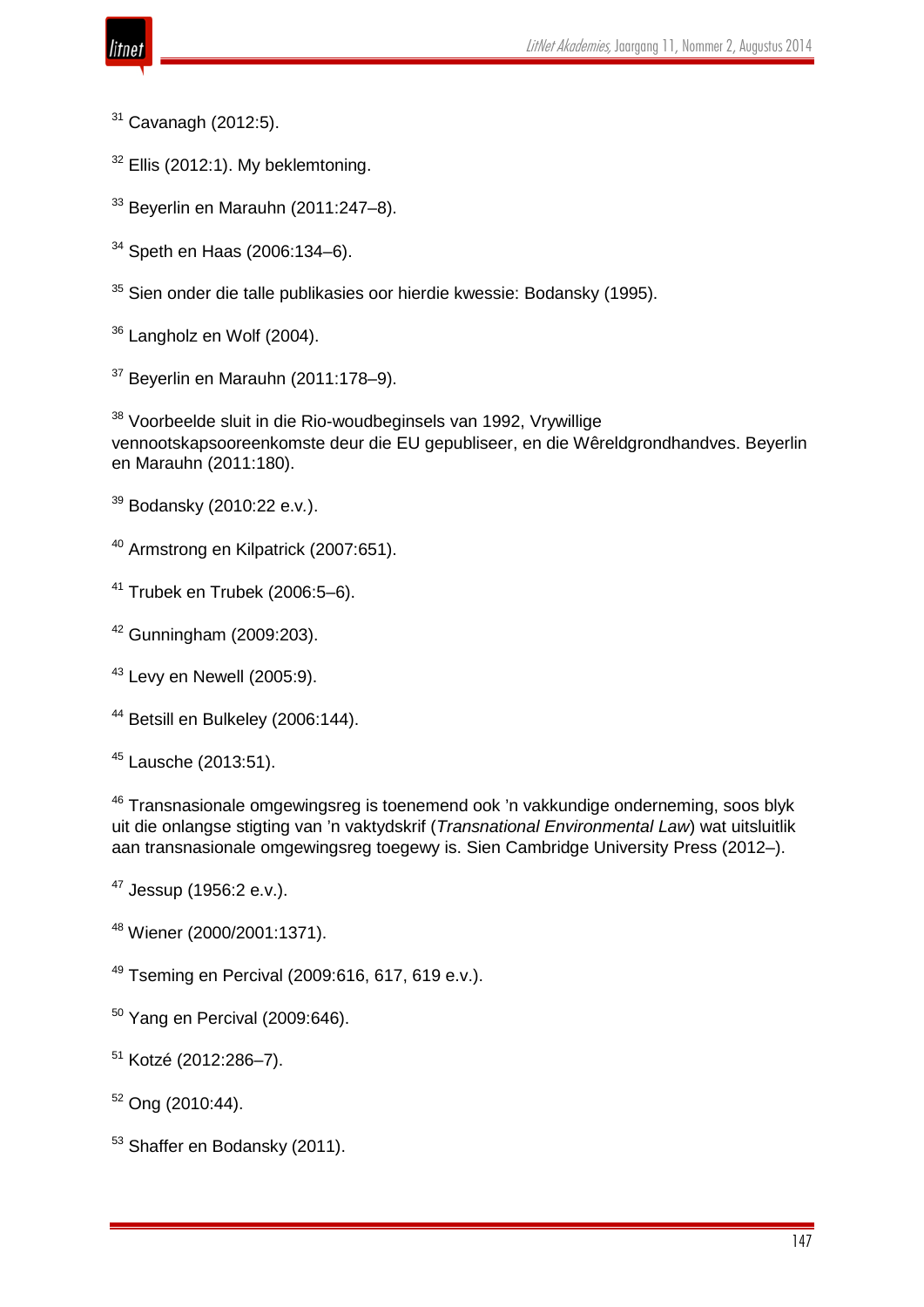[31] Cavanagh (2012:5).

[32] Ellis (2012:1). My beklemtoning.

[33] Beyerlin en Marauhn (2011:247–8).

[34] Speth en Haas (2006:134–6).

[35] Sien onder die talle publikasies oor hierdie kwessie: Bodansky (1995).

[36] Langholz en Wolf (2004).

[37] Beyerlin en Marauhn (2011:178–9).

[38] Voorbeelde sluit in die Rio-woudbeginsels van 1992, Vrywillige vennootskapsooreenkomste deur die EU gepubliseer, en die Wêreldgrondhandves. Beyerlin en Marauhn (2011:180).

[39] Bodansky (2010:22 e.v.).

[40] Armstrong en Kilpatrick (2007:651).

[41] Trubek en Trubek (2006:5–6).

[42] Gunningham (2009:203).

[43] Levy en Newell (2005:9).

[44] Betsill en Bulkeley (2006:144).

[45] Lausche (2013:51).

[46] Transnasionale omgewingsreg is toenemend ook ’n vakkundige onderneming, soos blyk uit die onlangse stigting van ’n vaktydskrif (*Transnational Environmental Law*) wat uitsluitlik aan transnasionale omgewingsreg toegewy is. Sien Cambridge University Press (2012–).

[47] Jessup (1956:2 e.v.).

[48] Wiener (2000/2001:1371).

[49] Tseming en Percival (2009:616, 617, 619 e.v.).

[50] Yang en Percival (2009:646).

[51] Kotzé (2012:286–7).

[52] Ong (2010:44).

[53] Shaffer en Bodansky (2011).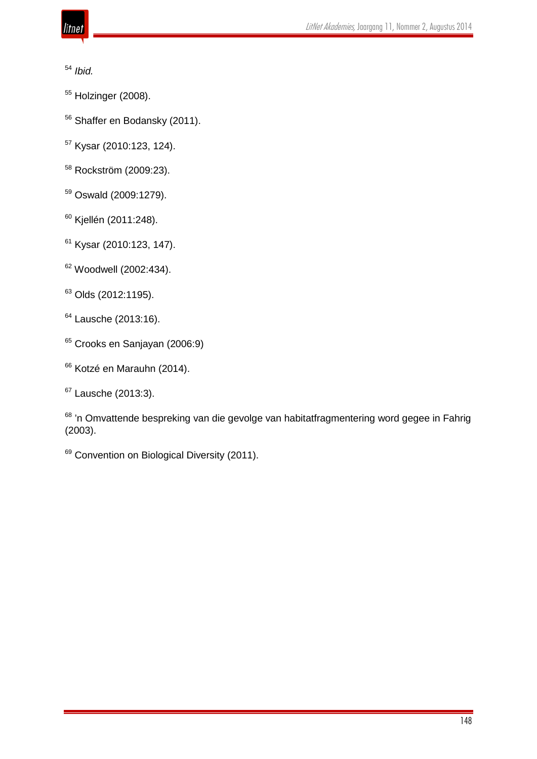[54] *Ibid.*

[55] Holzinger (2008).

[56] Shaffer en Bodansky (2011).

[57] Kysar (2010:123, 124).

[58] Rockström (2009:23).

[59] Oswald (2009:1279).

[60] Kjellén (2011:248).

[61] Kysar (2010:123, 147).

[62] Woodwell (2002:434).

[63] Olds (2012:1195).

[64] Lausche (2013:16).

[65] Crooks en Sanjayan (2006:9)

[66] Kotzé en Marauhn (2014).

[67] Lausche (2013:3).

[68] 'n Omvattende bespreking van die gevolge van habitatfragmentering word gegee in Fahrig (2003).

[69] Convention on Biological Diversity (2011).